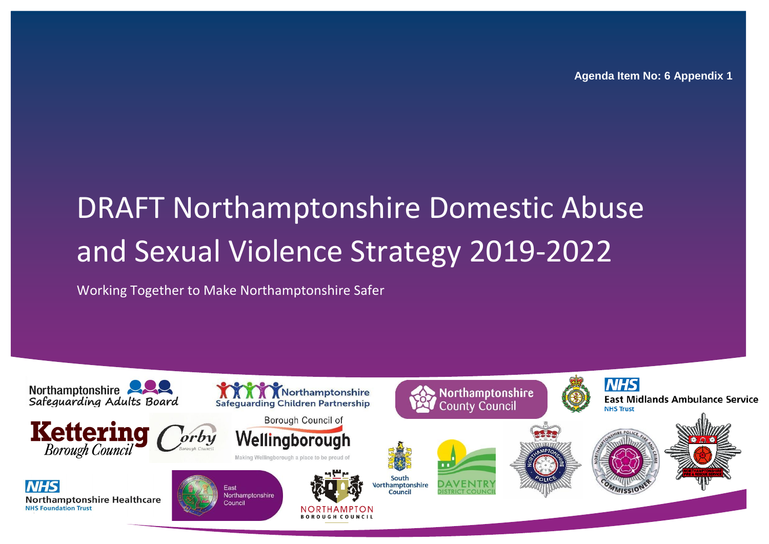Agenda Item No: 6 Appendix 1

# DRAFT Northamptonshire Domestic Abuse and Sexual Violence Strategy 2019-2022

Working Together to Make Northamptonshire Safer

Northamptonshire Safeguarding Adults Board

Northamptonshire Safeguarding Children Partnership

Northamptonshire County Council

NHS East Midlands Ambulance Service NHS Trust

Kettering Borough Council

Corby Borough Council

Borough Council of Wellingborough

Making Wellingborough a place to be proud of

South Northamptonshire Council

Daventry District Council

NHS Northamptonshire Healthcare NHS Foundation Trust

East Northamptonshire Council

Northampton Borough Council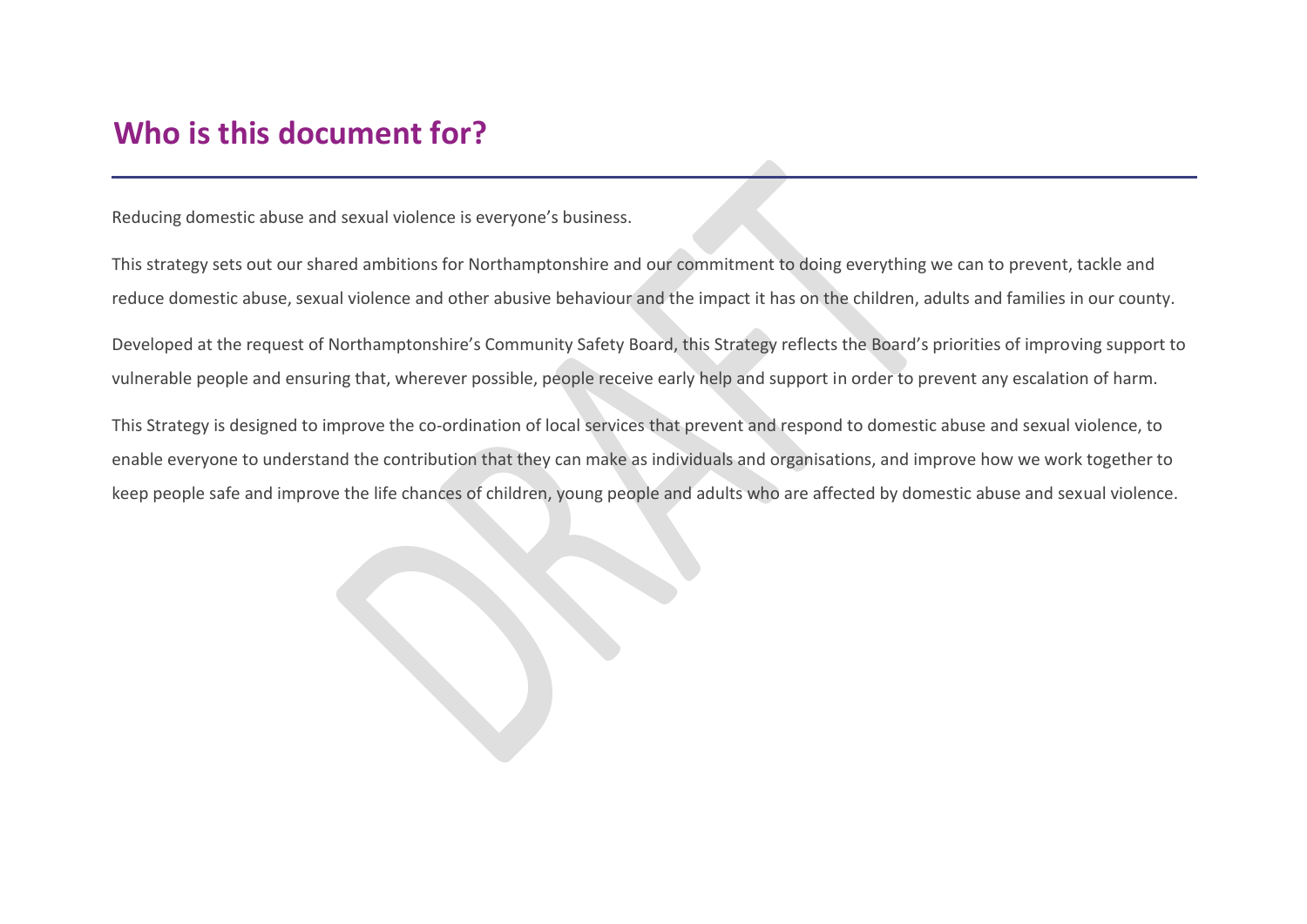## Who is this document for?

Reducing domestic abuse and sexual violence is everyone's business.

This strategy sets out our shared ambitions for Northamptonshire and our commitment to doing everything we can to prevent, tackle and reduce domestic abuse, sexual violence and other abusive behaviour and the impact it has on the children, adults and families in our county.

Developed at the request of Northamptonshire's Community Safety Board, this Strategy reflects the Board's priorities of improving support to vulnerable people and ensuring that, wherever possible, people receive early help and support in order to prevent any escalation of harm.

This Strategy is designed to improve the co-ordination of local services that prevent and respond to domestic abuse and sexual violence, to enable everyone to understand the contribution that they can make as individuals and organisations, and improve how we work together to keep people safe and improve the life chances of children, young people and adults who are affected by domestic abuse and sexual violence.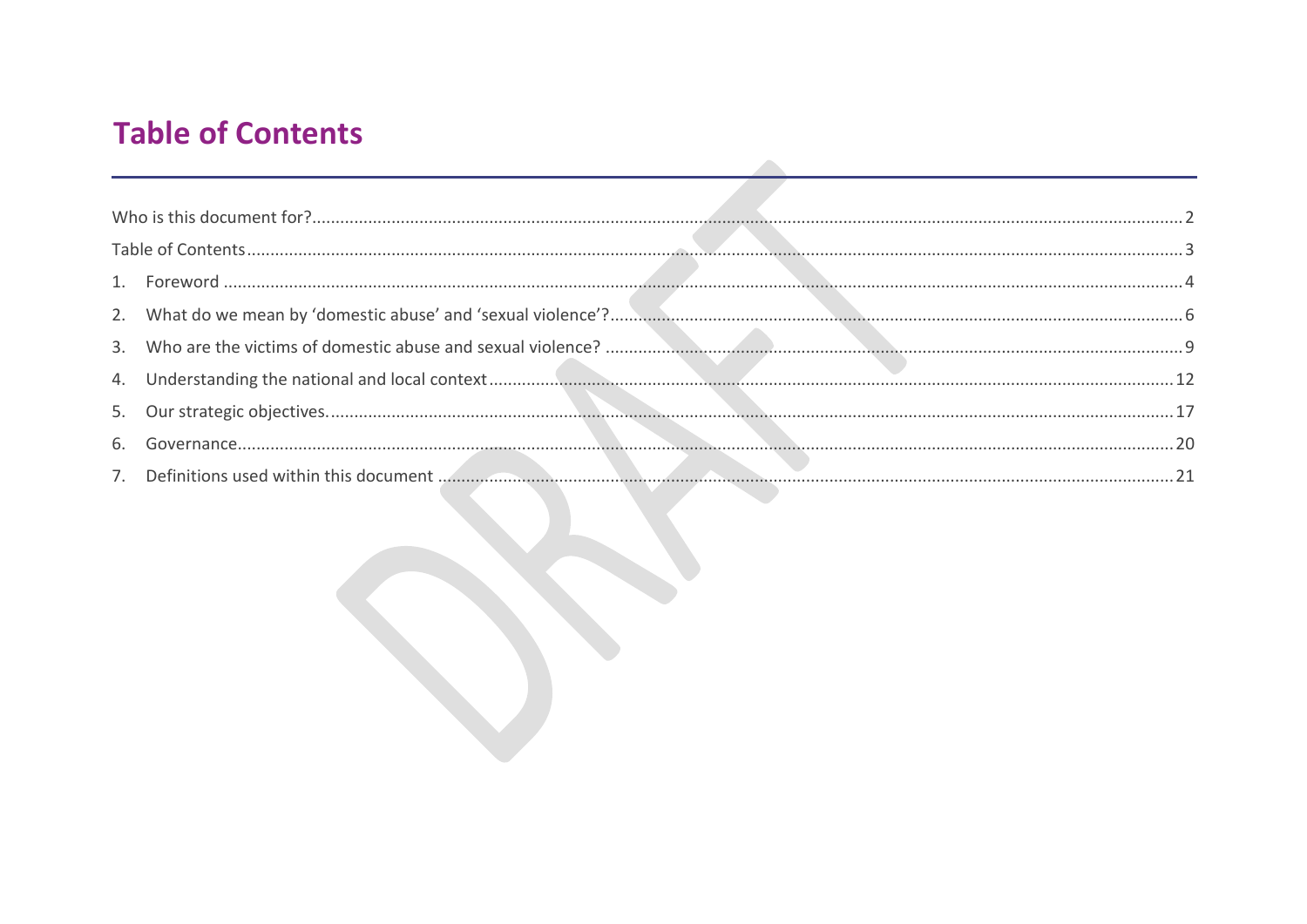# Table of Contents

Who is this document for? ..... 2

Table of Contents ..... 3

1. Foreword ..... 4
2. What do we mean by 'domestic abuse' and 'sexual violence'? ..... 6
3. Who are the victims of domestic abuse and sexual violence? ..... 9
4. Understanding the national and local context ..... 12
5. Our strategic objectives. ..... 17
6. Governance ..... 20
7. Definitions used within this document ..... 21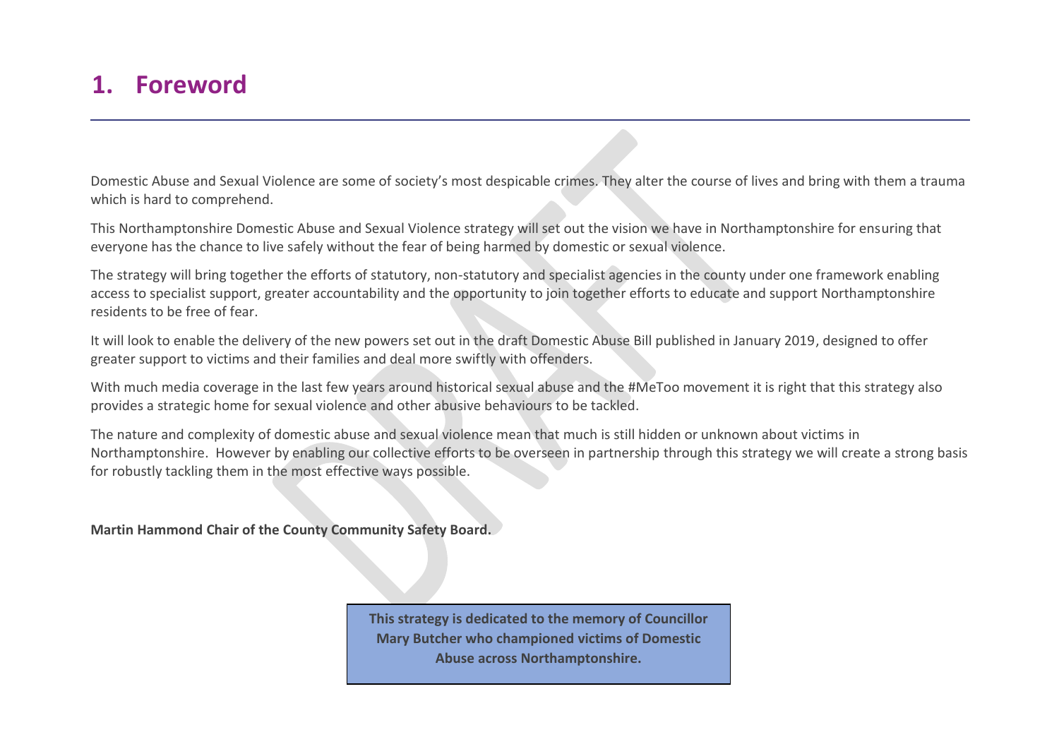# 1. Foreword

Domestic Abuse and Sexual Violence are some of society's most despicable crimes. They alter the course of lives and bring with them a trauma which is hard to comprehend.

This Northamptonshire Domestic Abuse and Sexual Violence strategy will set out the vision we have in Northamptonshire for ensuring that everyone has the chance to live safely without the fear of being harmed by domestic or sexual violence.

The strategy will bring together the efforts of statutory, non-statutory and specialist agencies in the county under one framework enabling access to specialist support, greater accountability and the opportunity to join together efforts to educate and support Northamptonshire residents to be free of fear.

It will look to enable the delivery of the new powers set out in the draft Domestic Abuse Bill published in January 2019, designed to offer greater support to victims and their families and deal more swiftly with offenders.

With much media coverage in the last few years around historical sexual abuse and the #MeToo movement it is right that this strategy also provides a strategic home for sexual violence and other abusive behaviours to be tackled.

The nature and complexity of domestic abuse and sexual violence mean that much is still hidden or unknown about victims in Northamptonshire. However by enabling our collective efforts to be overseen in partnership through this strategy we will create a strong basis for robustly tackling them in the most effective ways possible.

**Martin Hammond Chair of the County Community Safety Board.**

**This strategy is dedicated to the memory of Councillor Mary Butcher who championed victims of Domestic Abuse across Northamptonshire.**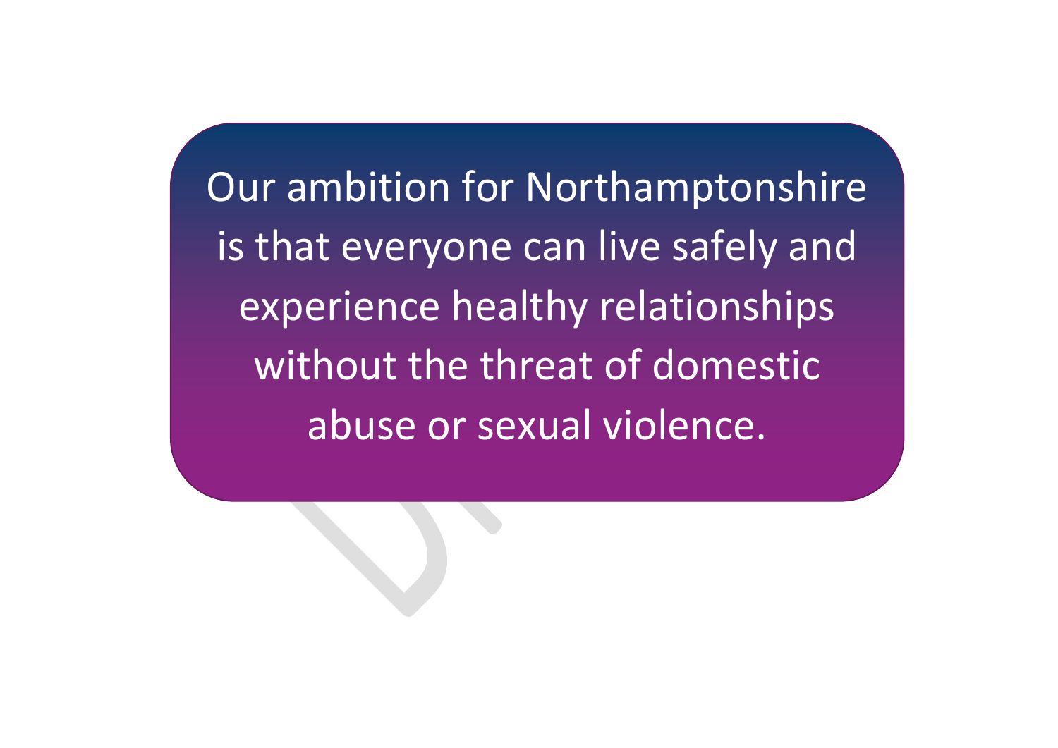Our ambition for Northamptonshire is that everyone can live safely and experience healthy relationships without the threat of domestic abuse or sexual violence.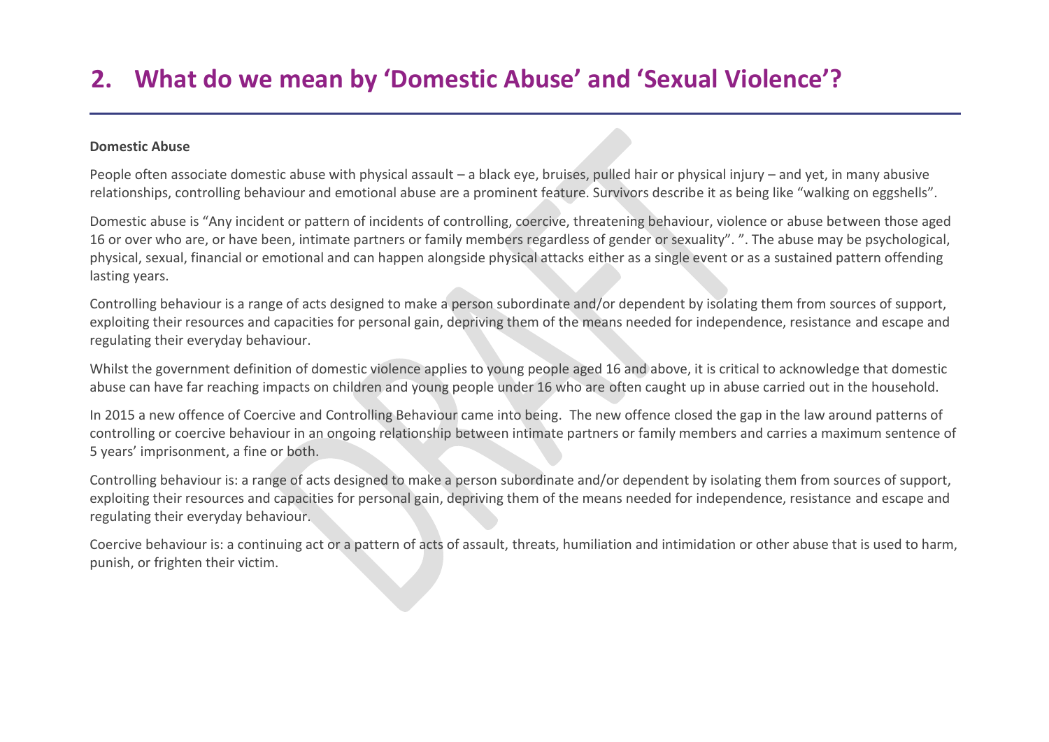## 2. What do we mean by 'Domestic Abuse' and 'Sexual Violence'?

**Domestic Abuse**

People often associate domestic abuse with physical assault – a black eye, bruises, pulled hair or physical injury – and yet, in many abusive relationships, controlling behaviour and emotional abuse are a prominent feature. Survivors describe it as being like "walking on eggshells".

Domestic abuse is "Any incident or pattern of incidents of controlling, coercive, threatening behaviour, violence or abuse between those aged 16 or over who are, or have been, intimate partners or family members regardless of gender or sexuality". ". The abuse may be psychological, physical, sexual, financial or emotional and can happen alongside physical attacks either as a single event or as a sustained pattern offending lasting years.

Controlling behaviour is a range of acts designed to make a person subordinate and/or dependent by isolating them from sources of support, exploiting their resources and capacities for personal gain, depriving them of the means needed for independence, resistance and escape and regulating their everyday behaviour.

Whilst the government definition of domestic violence applies to young people aged 16 and above, it is critical to acknowledge that domestic abuse can have far reaching impacts on children and young people under 16 who are often caught up in abuse carried out in the household.

In 2015 a new offence of Coercive and Controlling Behaviour came into being. The new offence closed the gap in the law around patterns of controlling or coercive behaviour in an ongoing relationship between intimate partners or family members and carries a maximum sentence of 5 years' imprisonment, a fine or both.

Controlling behaviour is: a range of acts designed to make a person subordinate and/or dependent by isolating them from sources of support, exploiting their resources and capacities for personal gain, depriving them of the means needed for independence, resistance and escape and regulating their everyday behaviour.

Coercive behaviour is: a continuing act or a pattern of acts of assault, threats, humiliation and intimidation or other abuse that is used to harm, punish, or frighten their victim.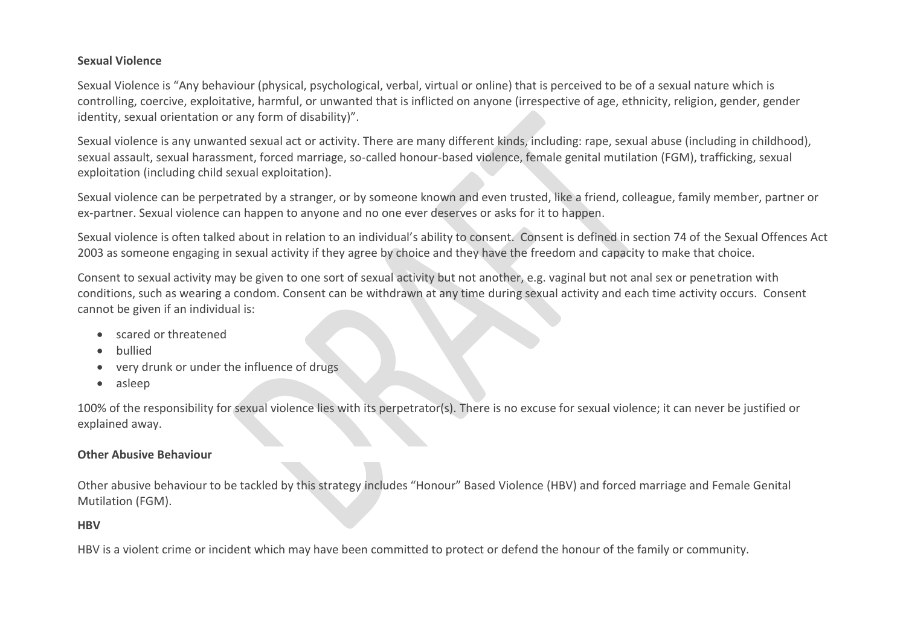**Sexual Violence**

Sexual Violence is “Any behaviour (physical, psychological, verbal, virtual or online) that is perceived to be of a sexual nature which is controlling, coercive, exploitative, harmful, or unwanted that is inflicted on anyone (irrespective of age, ethnicity, religion, gender, gender identity, sexual orientation or any form of disability)”.

Sexual violence is any unwanted sexual act or activity. There are many different kinds, including: rape, sexual abuse (including in childhood), sexual assault, sexual harassment, forced marriage, so-called honour-based violence, female genital mutilation (FGM), trafficking, sexual exploitation (including child sexual exploitation).

Sexual violence can be perpetrated by a stranger, or by someone known and even trusted, like a friend, colleague, family member, partner or ex-partner. Sexual violence can happen to anyone and no one ever deserves or asks for it to happen.

Sexual violence is often talked about in relation to an individual’s ability to consent. Consent is defined in section 74 of the Sexual Offences Act 2003 as someone engaging in sexual activity if they agree by choice and they have the freedom and capacity to make that choice.

Consent to sexual activity may be given to one sort of sexual activity but not another, e.g. vaginal but not anal sex or penetration with conditions, such as wearing a condom. Consent can be withdrawn at any time during sexual activity and each time activity occurs. Consent cannot be given if an individual is:

- scared or threatened
- bullied
- very drunk or under the influence of drugs
- asleep

100% of the responsibility for sexual violence lies with its perpetrator(s). There is no excuse for sexual violence; it can never be justified or explained away.

**Other Abusive Behaviour**

Other abusive behaviour to be tackled by this strategy includes “Honour” Based Violence (HBV) and forced marriage and Female Genital Mutilation (FGM).

**HBV**

HBV is a violent crime or incident which may have been committed to protect or defend the honour of the family or community.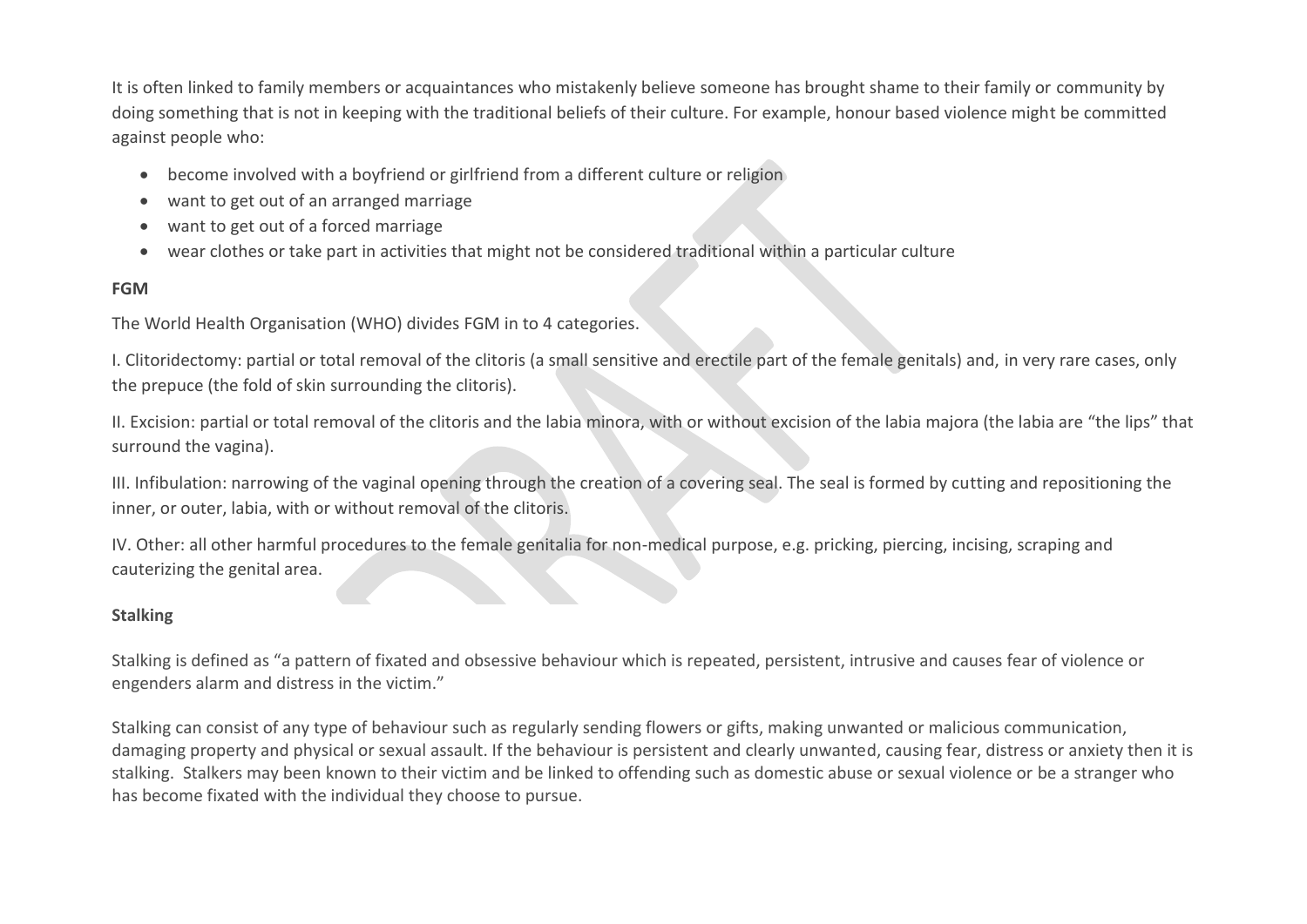It is often linked to family members or acquaintances who mistakenly believe someone has brought shame to their family or community by doing something that is not in keeping with the traditional beliefs of their culture. For example, honour based violence might be committed against people who:

- become involved with a boyfriend or girlfriend from a different culture or religion
- want to get out of an arranged marriage
- want to get out of a forced marriage
- wear clothes or take part in activities that might not be considered traditional within a particular culture

**FGM**

The World Health Organisation (WHO) divides FGM in to 4 categories.

I. Clitoridectomy: partial or total removal of the clitoris (a small sensitive and erectile part of the female genitals) and, in very rare cases, only the prepuce (the fold of skin surrounding the clitoris).

II. Excision: partial or total removal of the clitoris and the labia minora, with or without excision of the labia majora (the labia are "the lips" that surround the vagina).

III. Infibulation: narrowing of the vaginal opening through the creation of a covering seal. The seal is formed by cutting and repositioning the inner, or outer, labia, with or without removal of the clitoris.

IV. Other: all other harmful procedures to the female genitalia for non-medical purpose, e.g. pricking, piercing, incising, scraping and cauterizing the genital area.

**Stalking**

Stalking is defined as "a pattern of fixated and obsessive behaviour which is repeated, persistent, intrusive and causes fear of violence or engenders alarm and distress in the victim."

Stalking can consist of any type of behaviour such as regularly sending flowers or gifts, making unwanted or malicious communication, damaging property and physical or sexual assault. If the behaviour is persistent and clearly unwanted, causing fear, distress or anxiety then it is stalking. Stalkers may been known to their victim and be linked to offending such as domestic abuse or sexual violence or be a stranger who has become fixated with the individual they choose to pursue.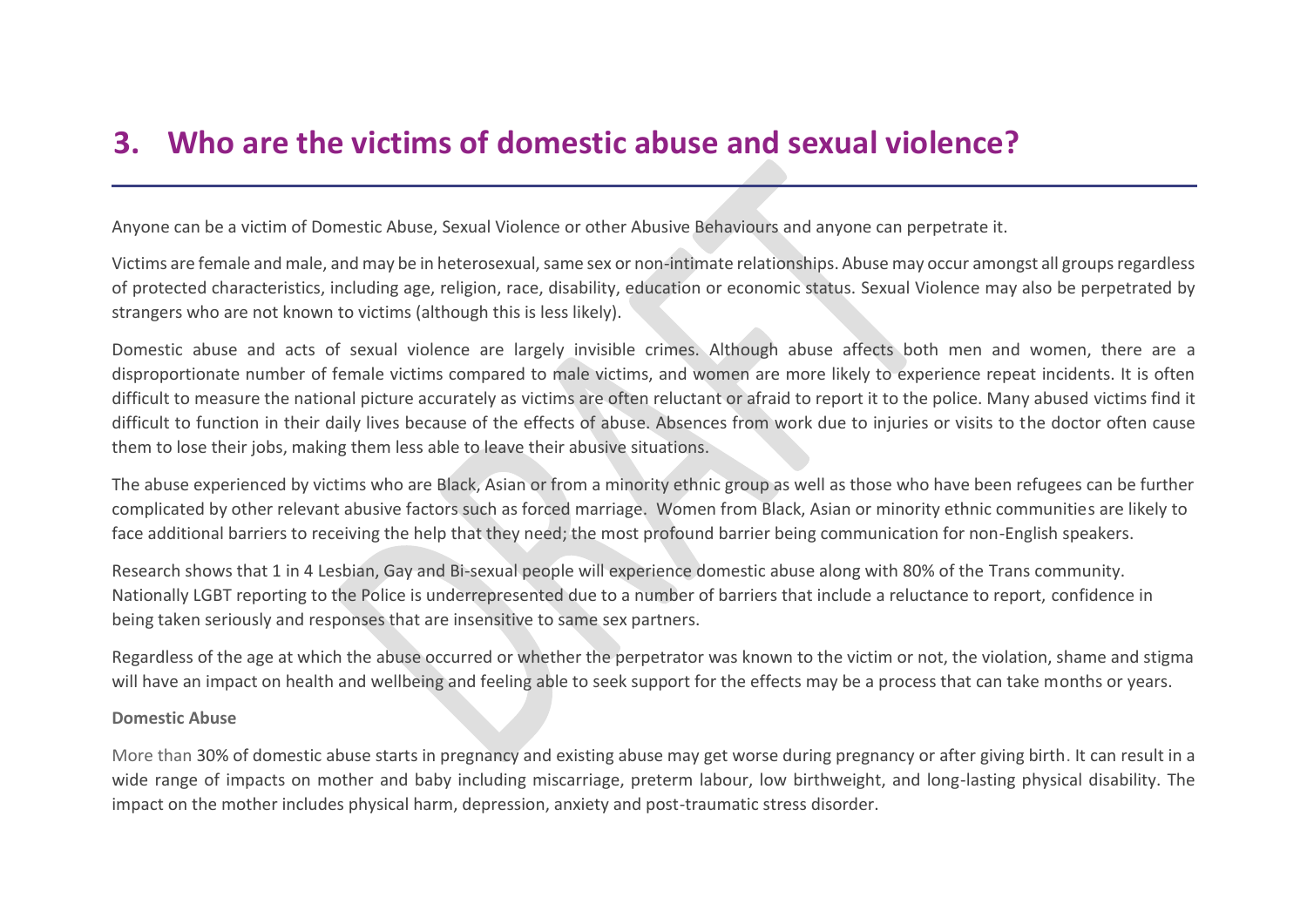## 3. Who are the victims of domestic abuse and sexual violence?

Anyone can be a victim of Domestic Abuse, Sexual Violence or other Abusive Behaviours and anyone can perpetrate it.

Victims are female and male, and may be in heterosexual, same sex or non-intimate relationships. Abuse may occur amongst all groups regardless of protected characteristics, including age, religion, race, disability, education or economic status. Sexual Violence may also be perpetrated by strangers who are not known to victims (although this is less likely).

Domestic abuse and acts of sexual violence are largely invisible crimes. Although abuse affects both men and women, there are a disproportionate number of female victims compared to male victims, and women are more likely to experience repeat incidents. It is often difficult to measure the national picture accurately as victims are often reluctant or afraid to report it to the police. Many abused victims find it difficult to function in their daily lives because of the effects of abuse. Absences from work due to injuries or visits to the doctor often cause them to lose their jobs, making them less able to leave their abusive situations.

The abuse experienced by victims who are Black, Asian or from a minority ethnic group as well as those who have been refugees can be further complicated by other relevant abusive factors such as forced marriage. Women from Black, Asian or minority ethnic communities are likely to face additional barriers to receiving the help that they need; the most profound barrier being communication for non-English speakers.

Research shows that 1 in 4 Lesbian, Gay and Bi-sexual people will experience domestic abuse along with 80% of the Trans community. Nationally LGBT reporting to the Police is underrepresented due to a number of barriers that include a reluctance to report, confidence in being taken seriously and responses that are insensitive to same sex partners.

Regardless of the age at which the abuse occurred or whether the perpetrator was known to the victim or not, the violation, shame and stigma will have an impact on health and wellbeing and feeling able to seek support for the effects may be a process that can take months or years.

**Domestic Abuse**

More than 30% of domestic abuse starts in pregnancy and existing abuse may get worse during pregnancy or after giving birth. It can result in a wide range of impacts on mother and baby including miscarriage, preterm labour, low birthweight, and long-lasting physical disability. The impact on the mother includes physical harm, depression, anxiety and post-traumatic stress disorder.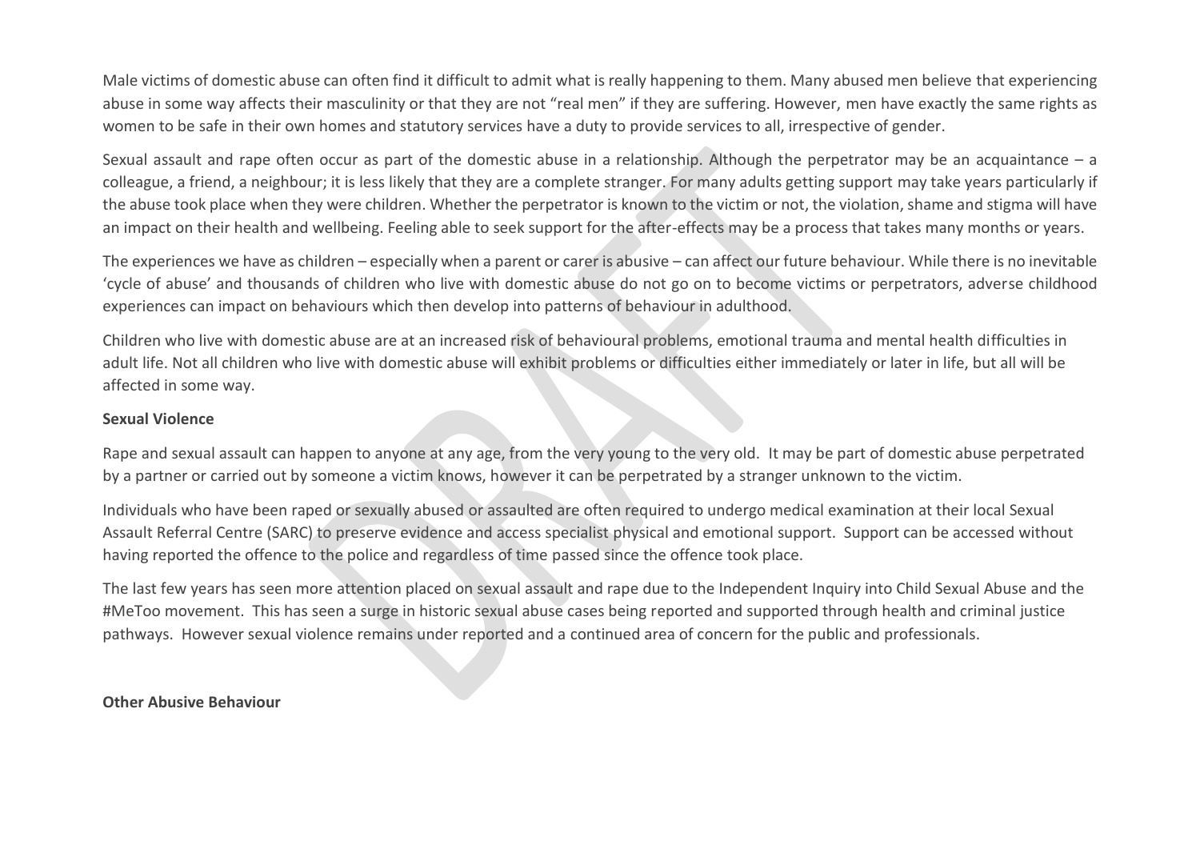Male victims of domestic abuse can often find it difficult to admit what is really happening to them. Many abused men believe that experiencing abuse in some way affects their masculinity or that they are not "real men" if they are suffering. However, men have exactly the same rights as women to be safe in their own homes and statutory services have a duty to provide services to all, irrespective of gender.

Sexual assault and rape often occur as part of the domestic abuse in a relationship. Although the perpetrator may be an acquaintance – a colleague, a friend, a neighbour; it is less likely that they are a complete stranger. For many adults getting support may take years particularly if the abuse took place when they were children. Whether the perpetrator is known to the victim or not, the violation, shame and stigma will have an impact on their health and wellbeing. Feeling able to seek support for the after-effects may be a process that takes many months or years.

The experiences we have as children – especially when a parent or carer is abusive – can affect our future behaviour. While there is no inevitable 'cycle of abuse' and thousands of children who live with domestic abuse do not go on to become victims or perpetrators, adverse childhood experiences can impact on behaviours which then develop into patterns of behaviour in adulthood.

Children who live with domestic abuse are at an increased risk of behavioural problems, emotional trauma and mental health difficulties in adult life. Not all children who live with domestic abuse will exhibit problems or difficulties either immediately or later in life, but all will be affected in some way.

**Sexual Violence**

Rape and sexual assault can happen to anyone at any age, from the very young to the very old. It may be part of domestic abuse perpetrated by a partner or carried out by someone a victim knows, however it can be perpetrated by a stranger unknown to the victim.

Individuals who have been raped or sexually abused or assaulted are often required to undergo medical examination at their local Sexual Assault Referral Centre (SARC) to preserve evidence and access specialist physical and emotional support. Support can be accessed without having reported the offence to the police and regardless of time passed since the offence took place.

The last few years has seen more attention placed on sexual assault and rape due to the Independent Inquiry into Child Sexual Abuse and the #MeToo movement. This has seen a surge in historic sexual abuse cases being reported and supported through health and criminal justice pathways. However sexual violence remains under reported and a continued area of concern for the public and professionals.

**Other Abusive Behaviour**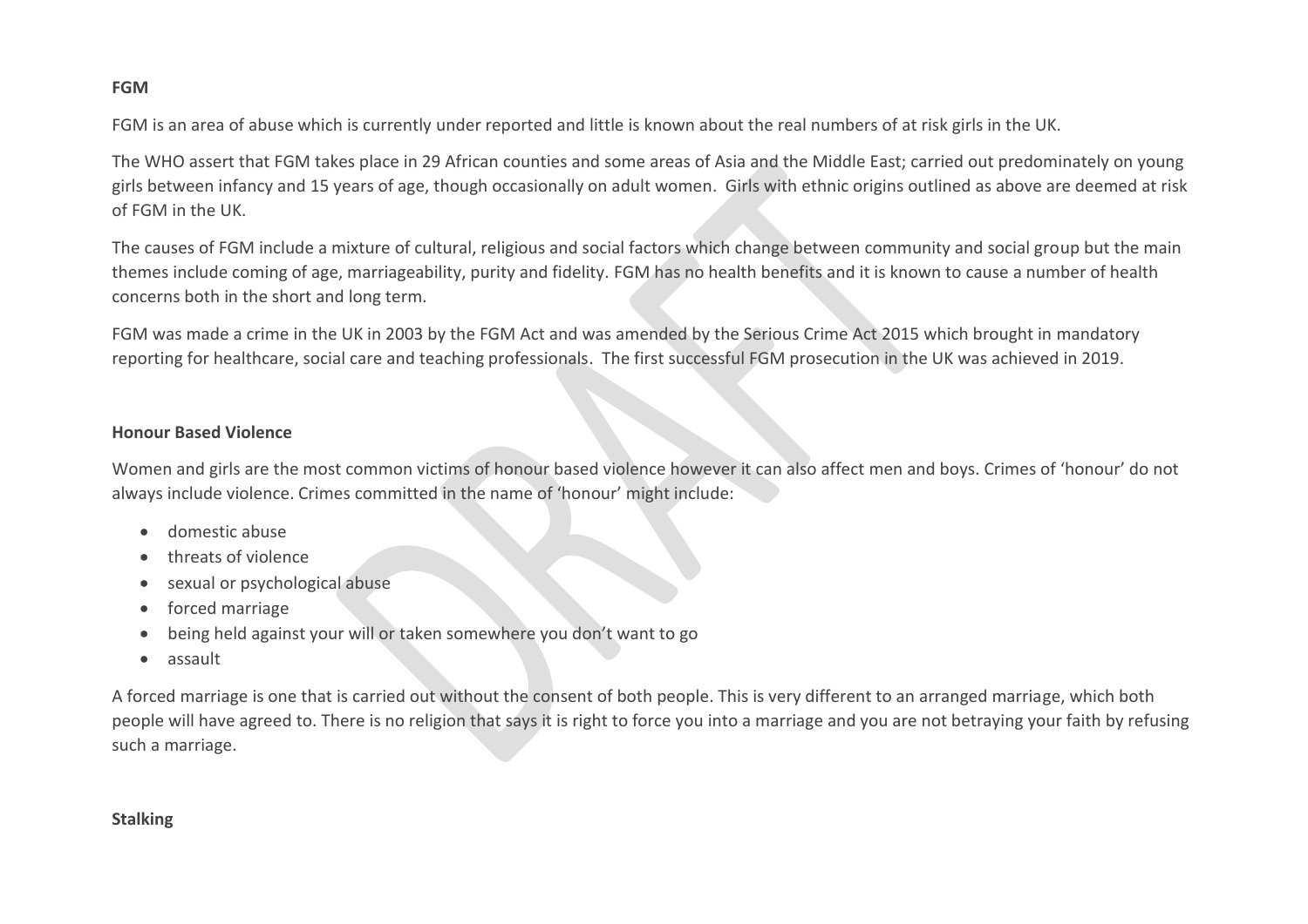**FGM**

FGM is an area of abuse which is currently under reported and little is known about the real numbers of at risk girls in the UK.

The WHO assert that FGM takes place in 29 African counties and some areas of Asia and the Middle East; carried out predominately on young girls between infancy and 15 years of age, though occasionally on adult women. Girls with ethnic origins outlined as above are deemed at risk of FGM in the UK.

The causes of FGM include a mixture of cultural, religious and social factors which change between community and social group but the main themes include coming of age, marriageability, purity and fidelity. FGM has no health benefits and it is known to cause a number of health concerns both in the short and long term.

FGM was made a crime in the UK in 2003 by the FGM Act and was amended by the Serious Crime Act 2015 which brought in mandatory reporting for healthcare, social care and teaching professionals. The first successful FGM prosecution in the UK was achieved in 2019.

**Honour Based Violence**

Women and girls are the most common victims of honour based violence however it can also affect men and boys. Crimes of 'honour' do not always include violence. Crimes committed in the name of 'honour' might include:

- domestic abuse
- threats of violence
- sexual or psychological abuse
- forced marriage
- being held against your will or taken somewhere you don't want to go
- assault

A forced marriage is one that is carried out without the consent of both people. This is very different to an arranged marriage, which both people will have agreed to. There is no religion that says it is right to force you into a marriage and you are not betraying your faith by refusing such a marriage.

**Stalking**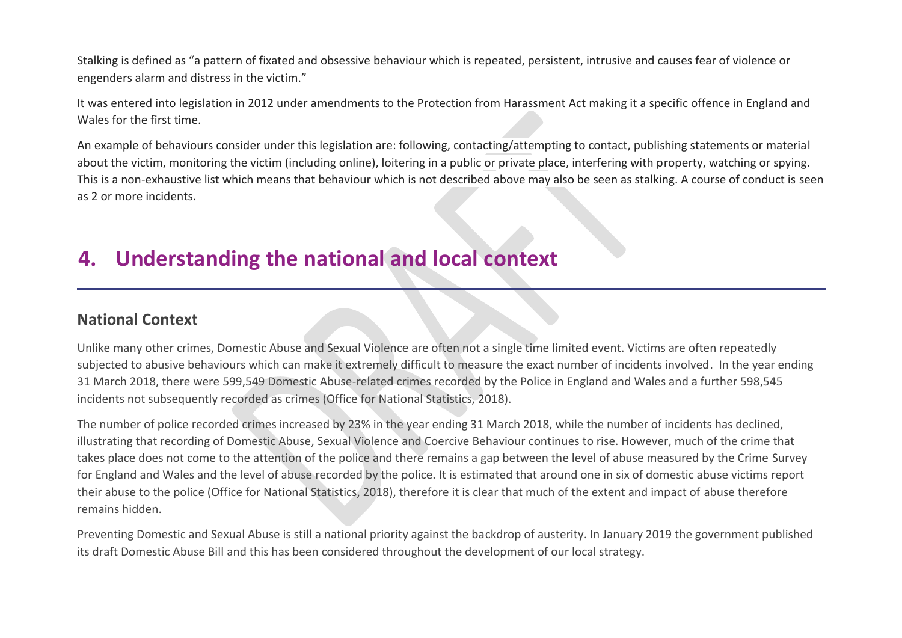Stalking is defined as "a pattern of fixated and obsessive behaviour which is repeated, persistent, intrusive and causes fear of violence or engenders alarm and distress in the victim."

It was entered into legislation in 2012 under amendments to the Protection from Harassment Act making it a specific offence in England and Wales for the first time.

An example of behaviours consider under this legislation are: following, contacting/attempting to contact, publishing statements or material about the victim, monitoring the victim (including online), loitering in a public or private place, interfering with property, watching or spying. This is a non-exhaustive list which means that behaviour which is not described above may also be seen as stalking. A course of conduct is seen as 2 or more incidents.

# 4. Understanding the national and local context

## National Context

Unlike many other crimes, Domestic Abuse and Sexual Violence are often not a single time limited event. Victims are often repeatedly subjected to abusive behaviours which can make it extremely difficult to measure the exact number of incidents involved. In the year ending 31 March 2018, there were 599,549 Domestic Abuse-related crimes recorded by the Police in England and Wales and a further 598,545 incidents not subsequently recorded as crimes (Office for National Statistics, 2018).

The number of police recorded crimes increased by 23% in the year ending 31 March 2018, while the number of incidents has declined, illustrating that recording of Domestic Abuse, Sexual Violence and Coercive Behaviour continues to rise. However, much of the crime that takes place does not come to the attention of the police and there remains a gap between the level of abuse measured by the Crime Survey for England and Wales and the level of abuse recorded by the police. It is estimated that around one in six of domestic abuse victims report their abuse to the police (Office for National Statistics, 2018), therefore it is clear that much of the extent and impact of abuse therefore remains hidden.

Preventing Domestic and Sexual Abuse is still a national priority against the backdrop of austerity. In January 2019 the government published its draft Domestic Abuse Bill and this has been considered throughout the development of our local strategy.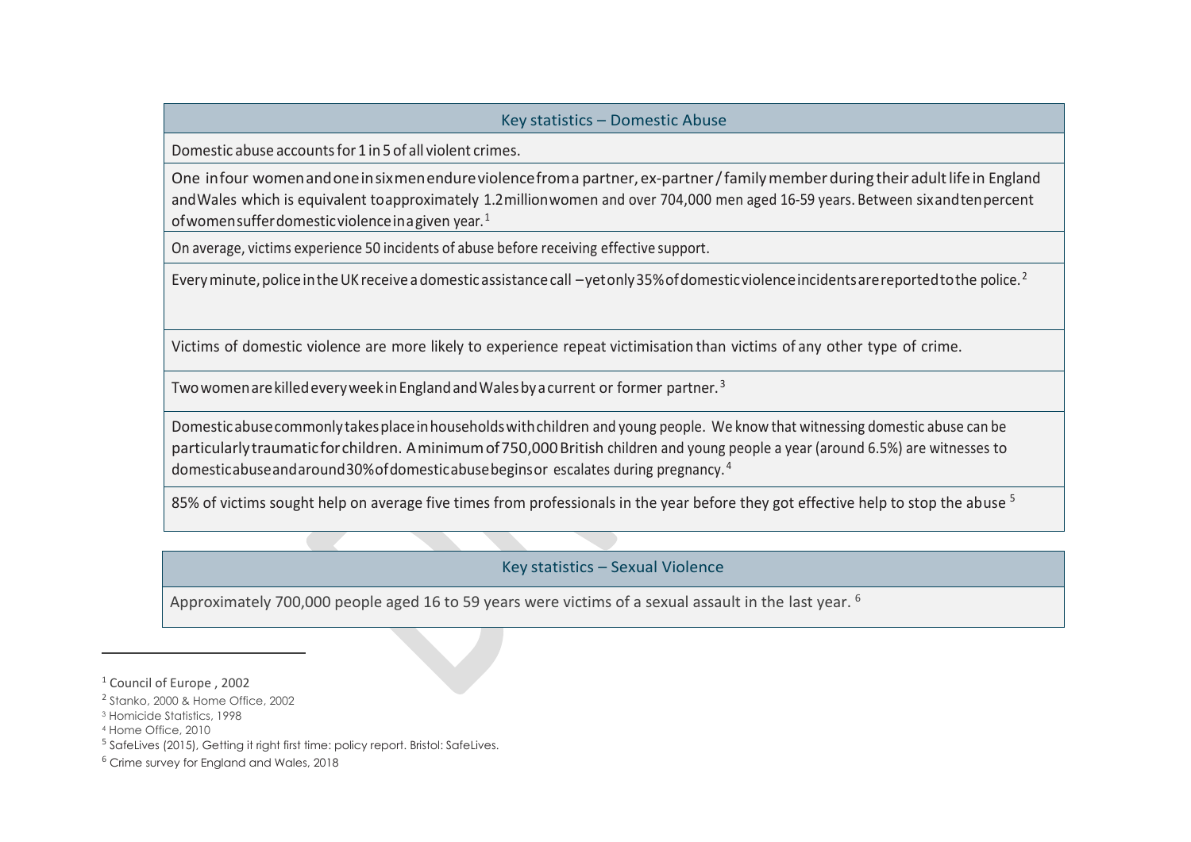| Key statistics – Domestic Abuse |
| --- |
| Domestic abuse accounts for 1 in 5 of all violent crimes. |
| One in four women and one in six men endure violence from a partner, ex-partner / family member during their adult life in England and Wales which is equivalent to approximately 1.2 million women and over 704,000 men aged 16-59 years. Between six and ten percent of women suffer domestic violence in a given year.[1] |
| On average, victims experience 50 incidents of abuse before receiving effective support. |
| Every minute, police in the UK receive a domestic assistance call – yet only 35% of domestic violence incidents are reported to the police.[2] |
| Victims of domestic violence are more likely to experience repeat victimisation than victims of any other type of crime. |
| Two women are killed every week in England and Wales by a current or former partner.[3] |
| Domestic abuse commonly takes place in households with children and young people. We know that witnessing domestic abuse can be particularly traumatic for children. A minimum of 750,000 British children and young people a year (around 6.5%) are witnesses to domestic abuse and around 30% of domestic abuse begins or escalates during pregnancy.[4] |
| 85% of victims sought help on average five times from professionals in the year before they got effective help to stop the abuse [5] |

| Key statistics – Sexual Violence |
| --- |
| Approximately 700,000 people aged 16 to 59 years were victims of a sexual assault in the last year. [6] |

[1] Council of Europe , 2002

[2] Stanko, 2000 & Home Office, 2002

[3] Homicide Statistics, 1998

[4] Home Office, 2010

[5] SafeLives (2015), Getting it right first time: policy report. Bristol: SafeLives.

[6] Crime survey for England and Wales, 2018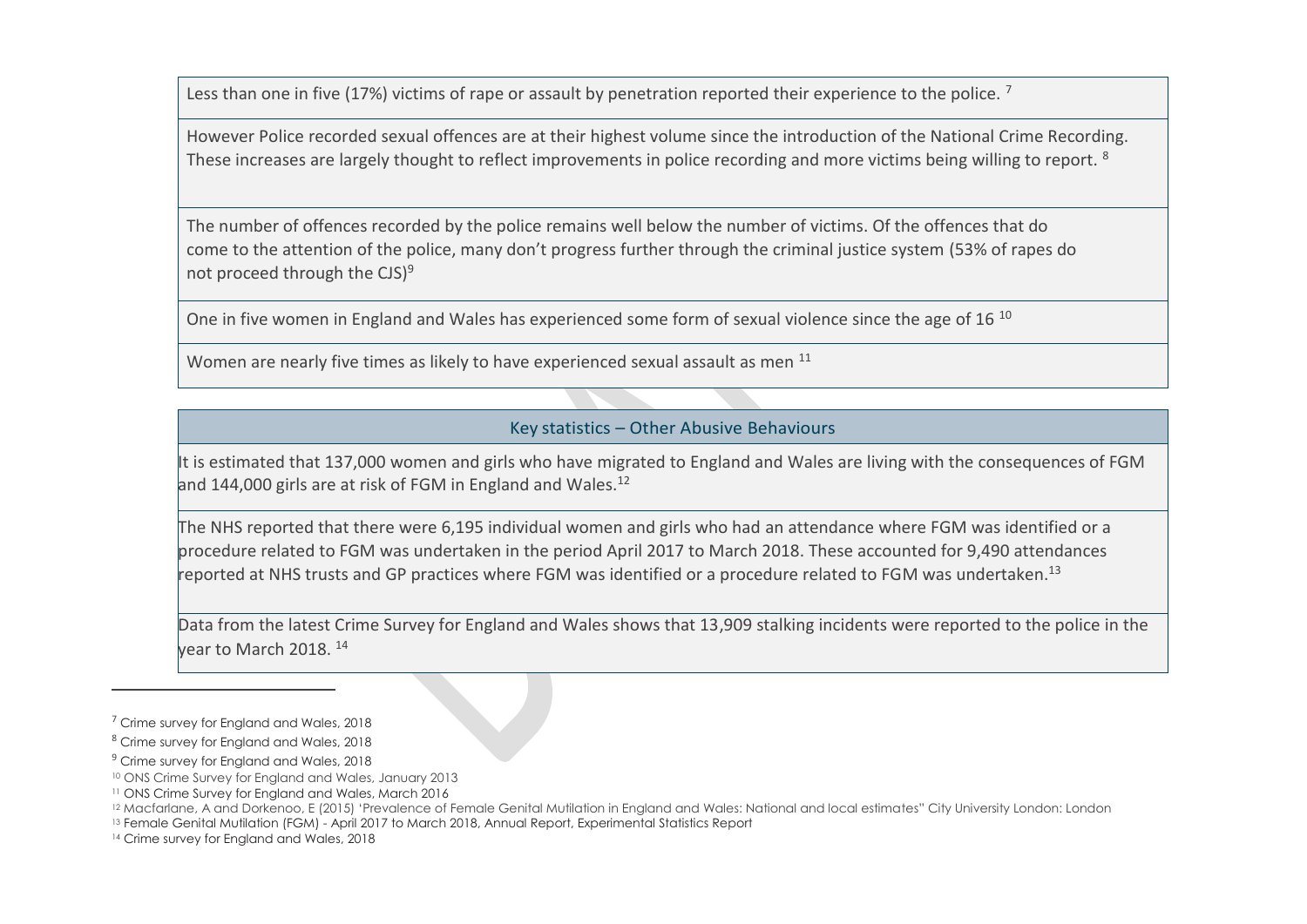| |
|---|
| Less than one in five (17%) victims of rape or assault by penetration reported their experience to the police. [7] |
| However Police recorded sexual offences are at their highest volume since the introduction of the National Crime Recording. These increases are largely thought to reflect improvements in police recording and more victims being willing to report. [8] |
| The number of offences recorded by the police remains well below the number of victims. Of the offences that do come to the attention of the police, many don't progress further through the criminal justice system (53% of rapes do not proceed through the CJS)[9] |
| One in five women in England and Wales has experienced some form of sexual violence since the age of 16 [10] |
| Women are nearly five times as likely to have experienced sexual assault as men [11] |

| Key statistics – Other Abusive Behaviours |
|---|
| It is estimated that 137,000 women and girls who have migrated to England and Wales are living with the consequences of FGM and 144,000 girls are at risk of FGM in England and Wales.[12] |
| The NHS reported that there were 6,195 individual women and girls who had an attendance where FGM was identified or a procedure related to FGM was undertaken in the period April 2017 to March 2018. These accounted for 9,490 attendances reported at NHS trusts and GP practices where FGM was identified or a procedure related to FGM was undertaken.[13] |
| Data from the latest Crime Survey for England and Wales shows that 13,909 stalking incidents were reported to the police in the year to March 2018. [14] |

---

[7] Crime survey for England and Wales, 2018

[8] Crime survey for England and Wales, 2018

[9] Crime survey for England and Wales, 2018

[10] ONS Crime Survey for England and Wales, January 2013

[11] ONS Crime Survey for England and Wales, March 2016

[12] Macfarlane, A and Dorkenoo, E (2015) 'Prevalence of Female Genital Mutilation in England and Wales: National and local estimates" City University London: London

[13] Female Genital Mutilation (FGM) - April 2017 to March 2018, Annual Report, Experimental Statistics Report

[14] Crime survey for England and Wales, 2018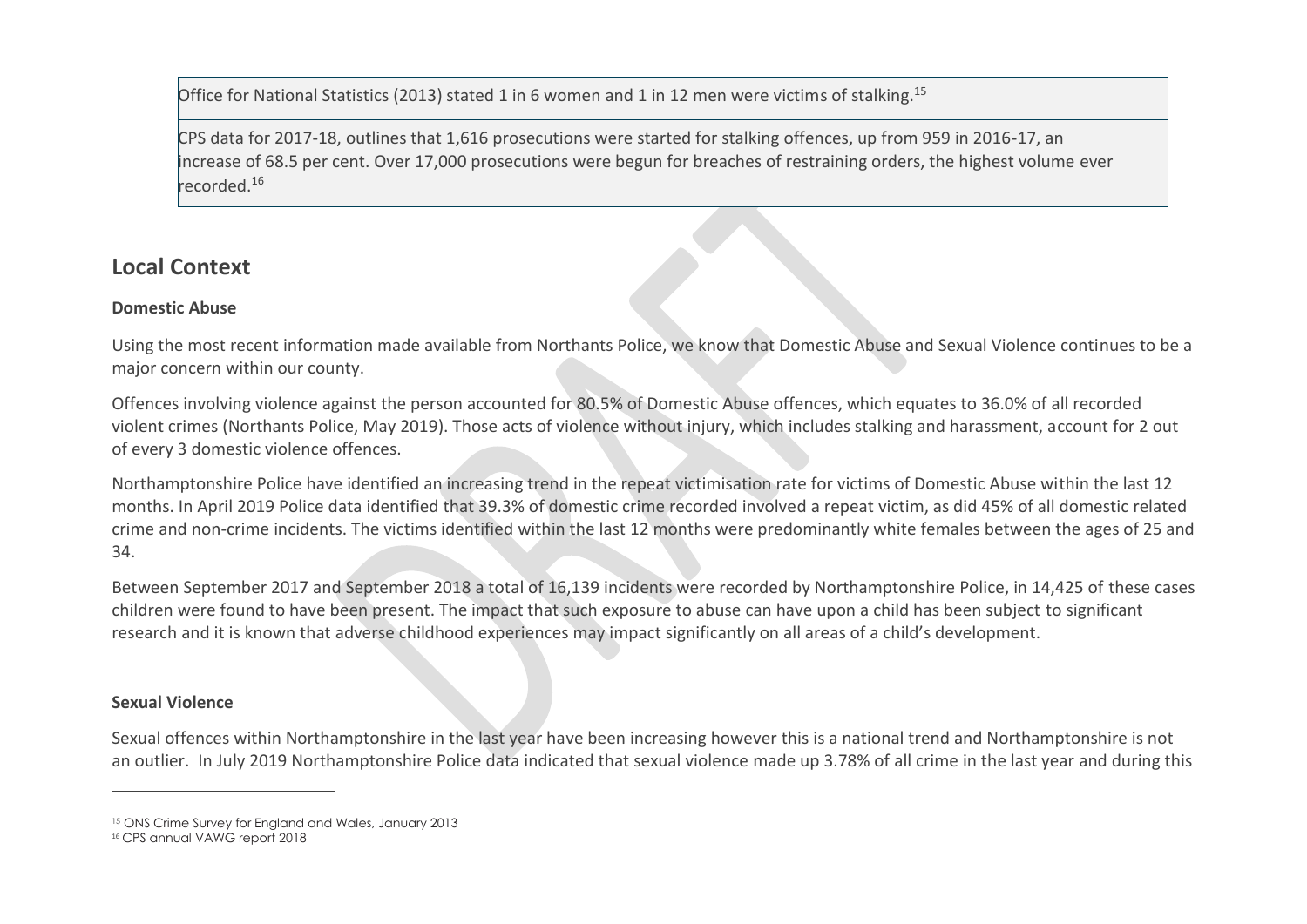Office for National Statistics (2013) stated 1 in 6 women and 1 in 12 men were victims of stalking.[15]

CPS data for 2017-18, outlines that 1,616 prosecutions were started for stalking offences, up from 959 in 2016-17, an increase of 68.5 per cent. Over 17,000 prosecutions were begun for breaches of restraining orders, the highest volume ever recorded.[16]

## Local Context

**Domestic Abuse**

Using the most recent information made available from Northants Police, we know that Domestic Abuse and Sexual Violence continues to be a major concern within our county.

Offences involving violence against the person accounted for 80.5% of Domestic Abuse offences, which equates to 36.0% of all recorded violent crimes (Northants Police, May 2019). Those acts of violence without injury, which includes stalking and harassment, account for 2 out of every 3 domestic violence offences.

Northamptonshire Police have identified an increasing trend in the repeat victimisation rate for victims of Domestic Abuse within the last 12 months. In April 2019 Police data identified that 39.3% of domestic crime recorded involved a repeat victim, as did 45% of all domestic related crime and non-crime incidents. The victims identified within the last 12 months were predominantly white females between the ages of 25 and 34.

Between September 2017 and September 2018 a total of 16,139 incidents were recorded by Northamptonshire Police, in 14,425 of these cases children were found to have been present. The impact that such exposure to abuse can have upon a child has been subject to significant research and it is known that adverse childhood experiences may impact significantly on all areas of a child's development.

**Sexual Violence**

Sexual offences within Northamptonshire in the last year have been increasing however this is a national trend and Northamptonshire is not an outlier. In July 2019 Northamptonshire Police data indicated that sexual violence made up 3.78% of all crime in the last year and during this

[15] ONS Crime Survey for England and Wales, January 2013

[16] CPS annual VAWG report 2018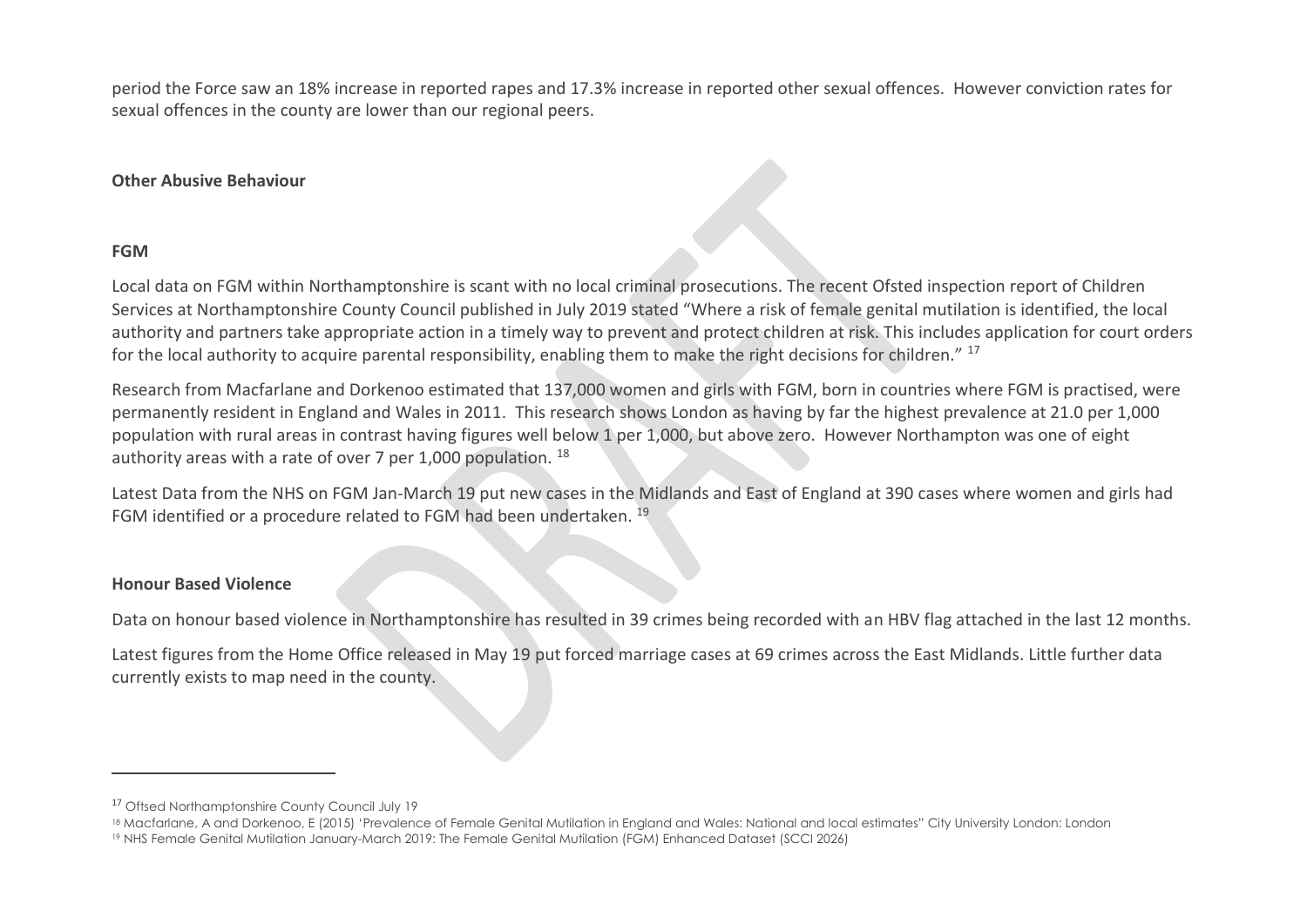period the Force saw an 18% increase in reported rapes and 17.3% increase in reported other sexual offences. However conviction rates for sexual offences in the county are lower than our regional peers.

**Other Abusive Behaviour**

**FGM**

Local data on FGM within Northamptonshire is scant with no local criminal prosecutions. The recent Ofsted inspection report of Children Services at Northamptonshire County Council published in July 2019 stated "Where a risk of female genital mutilation is identified, the local authority and partners take appropriate action in a timely way to prevent and protect children at risk. This includes application for court orders for the local authority to acquire parental responsibility, enabling them to make the right decisions for children." [17]

Research from Macfarlane and Dorkenoo estimated that 137,000 women and girls with FGM, born in countries where FGM is practised, were permanently resident in England and Wales in 2011. This research shows London as having by far the highest prevalence at 21.0 per 1,000 population with rural areas in contrast having figures well below 1 per 1,000, but above zero. However Northampton was one of eight authority areas with a rate of over 7 per 1,000 population. [18]

Latest Data from the NHS on FGM Jan-March 19 put new cases in the Midlands and East of England at 390 cases where women and girls had FGM identified or a procedure related to FGM had been undertaken. [19]

**Honour Based Violence**

Data on honour based violence in Northamptonshire has resulted in 39 crimes being recorded with an HBV flag attached in the last 12 months.

Latest figures from the Home Office released in May 19 put forced marriage cases at 69 crimes across the East Midlands. Little further data currently exists to map need in the county.

---

[17] Offsed Northamptonshire County Council July 19

[18] Macfarlane, A and Dorkenoo, E (2015) 'Prevalence of Female Genital Mutilation in England and Wales: National and local estimates" City University London: London

[19] NHS Female Genital Mutilation January-March 2019: The Female Genital Mutilation (FGM) Enhanced Dataset (SCCI 2026)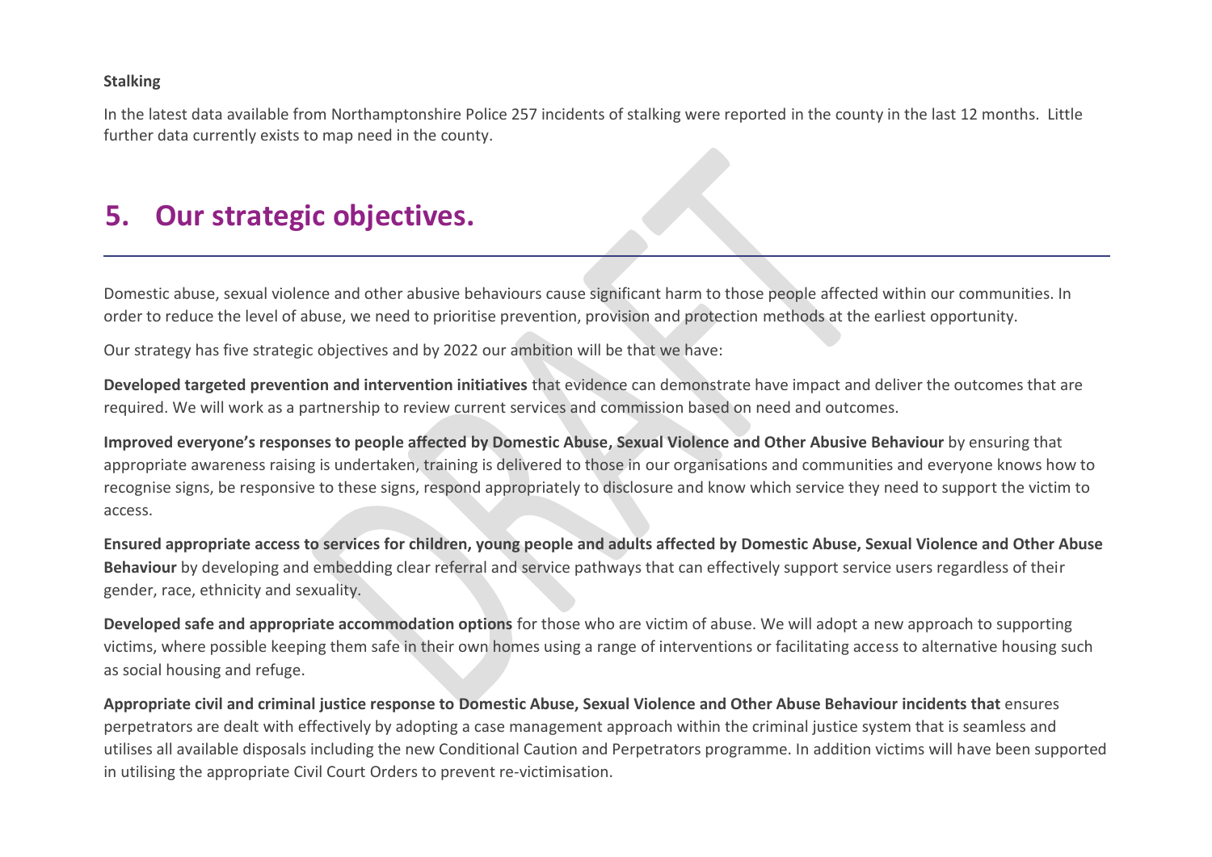**Stalking**

In the latest data available from Northamptonshire Police 257 incidents of stalking were reported in the county in the last 12 months. Little further data currently exists to map need in the county.

# 5. Our strategic objectives.

Domestic abuse, sexual violence and other abusive behaviours cause significant harm to those people affected within our communities. In order to reduce the level of abuse, we need to prioritise prevention, provision and protection methods at the earliest opportunity.

Our strategy has five strategic objectives and by 2022 our ambition will be that we have:

**Developed targeted prevention and intervention initiatives** that evidence can demonstrate have impact and deliver the outcomes that are required. We will work as a partnership to review current services and commission based on need and outcomes.

**Improved everyone's responses to people affected by Domestic Abuse, Sexual Violence and Other Abusive Behaviour** by ensuring that appropriate awareness raising is undertaken, training is delivered to those in our organisations and communities and everyone knows how to recognise signs, be responsive to these signs, respond appropriately to disclosure and know which service they need to support the victim to access.

**Ensured appropriate access to services for children, young people and adults affected by Domestic Abuse, Sexual Violence and Other Abuse Behaviour** by developing and embedding clear referral and service pathways that can effectively support service users regardless of their gender, race, ethnicity and sexuality.

**Developed safe and appropriate accommodation options** for those who are victim of abuse. We will adopt a new approach to supporting victims, where possible keeping them safe in their own homes using a range of interventions or facilitating access to alternative housing such as social housing and refuge.

**Appropriate civil and criminal justice response to Domestic Abuse, Sexual Violence and Other Abuse Behaviour incidents that** ensures perpetrators are dealt with effectively by adopting a case management approach within the criminal justice system that is seamless and utilises all available disposals including the new Conditional Caution and Perpetrators programme. In addition victims will have been supported in utilising the appropriate Civil Court Orders to prevent re-victimisation.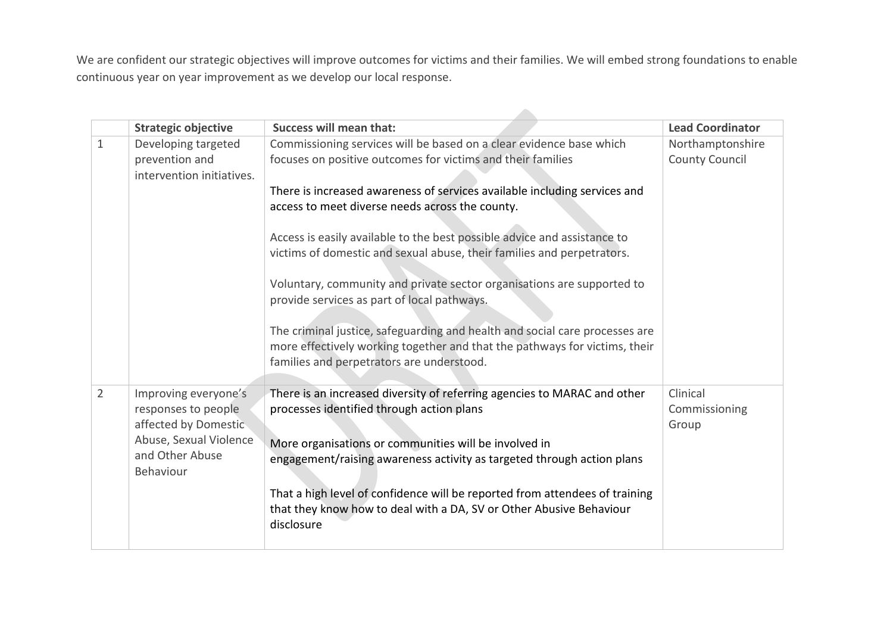We are confident our strategic objectives will improve outcomes for victims and their families. We will embed strong foundations to enable continuous year on year improvement as we develop our local response.

| | Strategic objective | Success will mean that: | Lead Coordinator |
|---|---|---|---|
| 1 | Developing targeted prevention and intervention initiatives. | Commissioning services will be based on a clear evidence base which focuses on positive outcomes for victims and their families<br><br>There is increased awareness of services available including services and access to meet diverse needs across the county.<br><br>Access is easily available to the best possible advice and assistance to victims of domestic and sexual abuse, their families and perpetrators.<br><br>Voluntary, community and private sector organisations are supported to provide services as part of local pathways.<br><br>The criminal justice, safeguarding and health and social care processes are more effectively working together and that the pathways for victims, their families and perpetrators are understood. | Northamptonshire County Council |
| 2 | Improving everyone's responses to people affected by Domestic Abuse, Sexual Violence and Other Abuse Behaviour | There is an increased diversity of referring agencies to MARAC and other processes identified through action plans<br><br>More organisations or communities will be involved in engagement/raising awareness activity as targeted through action plans<br><br>That a high level of confidence will be reported from attendees of training that they know how to deal with a DA, SV or Other Abusive Behaviour disclosure | Clinical Commissioning Group |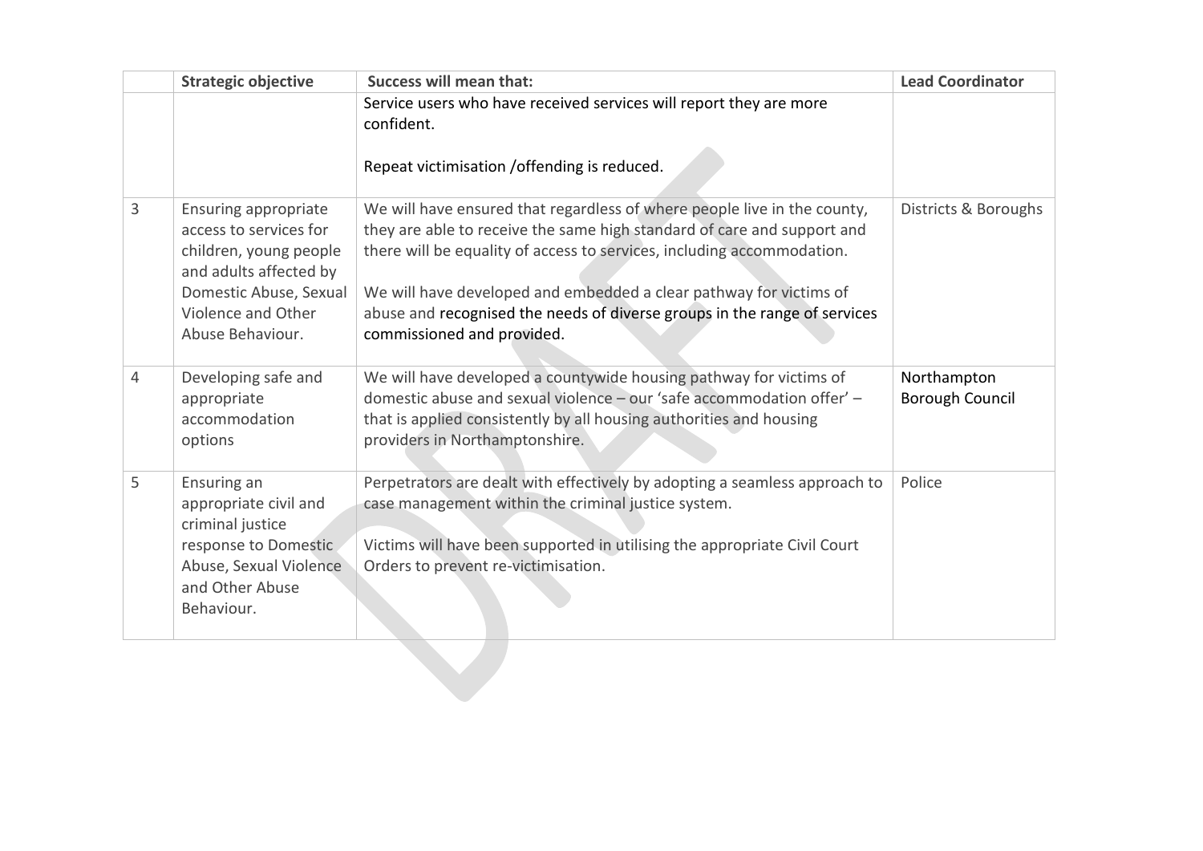| | Strategic objective | Success will mean that: | Lead Coordinator |
|---|---|---|---|
| | | Service users who have received services will report they are more confident.<br><br>Repeat victimisation /offending is reduced. | |
| 3 | Ensuring appropriate access to services for children, young people and adults affected by Domestic Abuse, Sexual Violence and Other Abuse Behaviour. | We will have ensured that regardless of where people live in the county, they are able to receive the same high standard of care and support and there will be equality of access to services, including accommodation.<br><br>We will have developed and embedded a clear pathway for victims of abuse and recognised the needs of diverse groups in the range of services commissioned and provided. | Districts & Boroughs |
| 4 | Developing safe and appropriate accommodation options | We will have developed a countywide housing pathway for victims of domestic abuse and sexual violence – our 'safe accommodation offer' – that is applied consistently by all housing authorities and housing providers in Northamptonshire. | Northampton Borough Council |
| 5 | Ensuring an appropriate civil and criminal justice response to Domestic Abuse, Sexual Violence and Other Abuse Behaviour. | Perpetrators are dealt with effectively by adopting a seamless approach to case management within the criminal justice system.<br><br>Victims will have been supported in utilising the appropriate Civil Court Orders to prevent re-victimisation. | Police |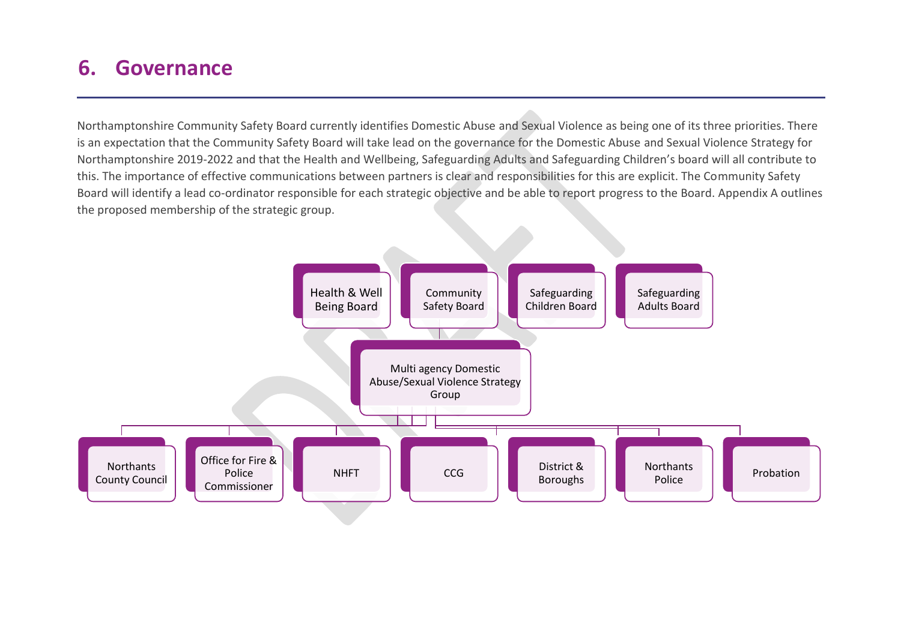## 6. Governance

Northamptonshire Community Safety Board currently identifies Domestic Abuse and Sexual Violence as being one of its three priorities. There is an expectation that the Community Safety Board will take lead on the governance for the Domestic Abuse and Sexual Violence Strategy for Northamptonshire 2019-2022 and that the Health and Wellbeing, Safeguarding Adults and Safeguarding Children's board will all contribute to this. The importance of effective communications between partners is clear and responsibilities for this are explicit. The Community Safety Board will identify a lead co-ordinator responsible for each strategic objective and be able to report progress to the Board. Appendix A outlines the proposed membership of the strategic group.

Health & Well Being Board

Community Safety Board

Safeguarding Children Board

Safeguarding Adults Board

Multi agency Domestic Abuse/Sexual Violence Strategy Group

Northants County Council

Office for Fire & Police Commissioner

NHFT

CCG

District & Boroughs

Northants Police

Probation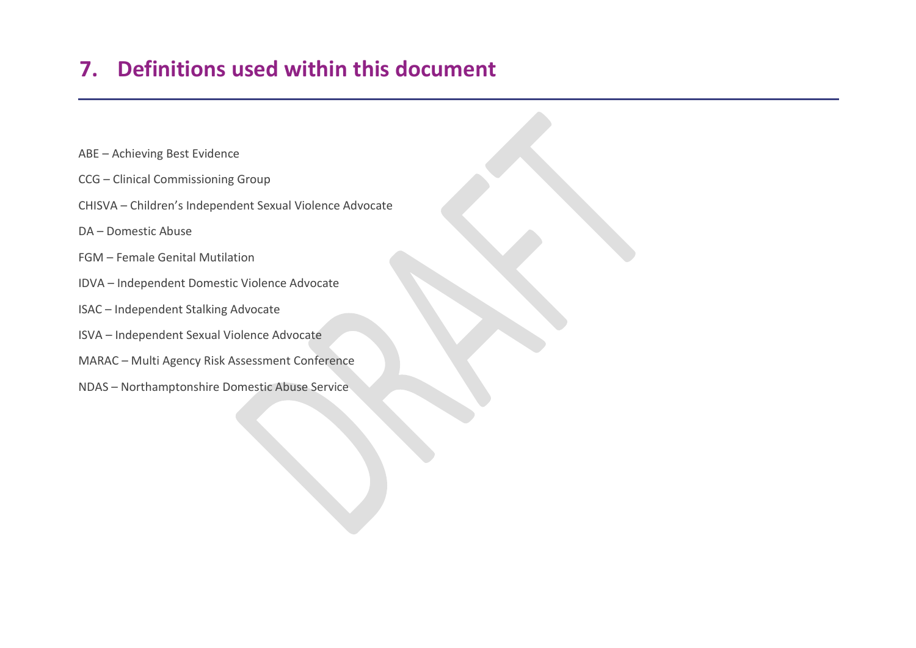# 7. Definitions used within this document

ABE – Achieving Best Evidence

CCG – Clinical Commissioning Group

CHISVA – Children's Independent Sexual Violence Advocate

DA – Domestic Abuse

FGM – Female Genital Mutilation

IDVA – Independent Domestic Violence Advocate

ISAC – Independent Stalking Advocate

ISVA – Independent Sexual Violence Advocate

MARAC – Multi Agency Risk Assessment Conference

NDAS – Northamptonshire Domestic Abuse Service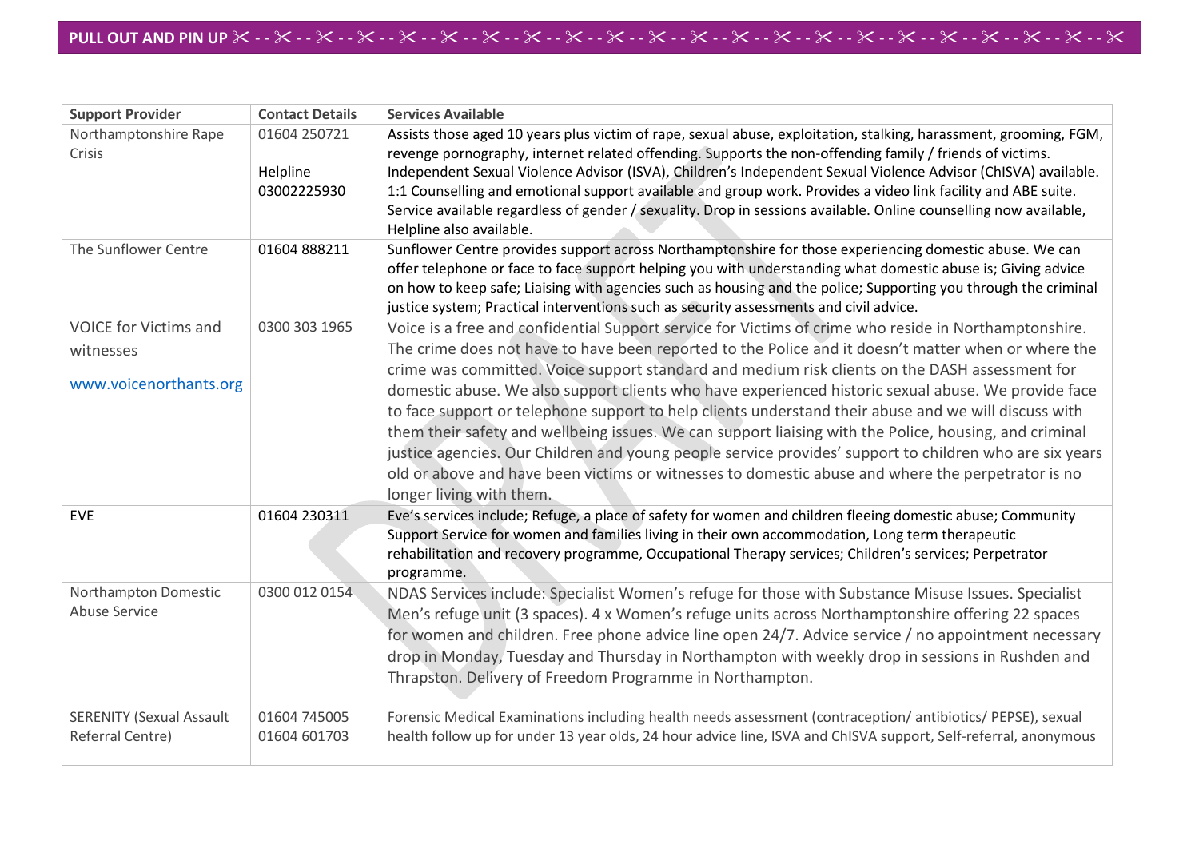**PULL OUT AND PIN UP**

| Support Provider | Contact Details | Services Available |
|---|---|---|
| Northamptonshire Rape Crisis | 01604 250721<br><br>Helpline 03002225930 | Assists those aged 10 years plus victim of rape, sexual abuse, exploitation, stalking, harassment, grooming, FGM, revenge pornography, internet related offending. Supports the non-offending family / friends of victims. Independent Sexual Violence Advisor (ISVA), Children's Independent Sexual Violence Advisor (ChISVA) available. 1:1 Counselling and emotional support available and group work. Provides a video link facility and ABE suite. Service available regardless of gender / sexuality. Drop in sessions available. Online counselling now available, Helpline also available. |
| The Sunflower Centre | 01604 888211 | Sunflower Centre provides support across Northamptonshire for those experiencing domestic abuse. We can offer telephone or face to face support helping you with understanding what domestic abuse is; Giving advice on how to keep safe; Liaising with agencies such as housing and the police; Supporting you through the criminal justice system; Practical interventions such as security assessments and civil advice. |
| VOICE for Victims and witnesses<br><br>www.voicenorthants.org | 0300 303 1965 | Voice is a free and confidential Support service for Victims of crime who reside in Northamptonshire. The crime does not have to have been reported to the Police and it doesn't matter when or where the crime was committed. Voice support standard and medium risk clients on the DASH assessment for domestic abuse. We also support clients who have experienced historic sexual abuse. We provide face to face support or telephone support to help clients understand their abuse and we will discuss with them their safety and wellbeing issues. We can support liaising with the Police, housing, and criminal justice agencies. Our Children and young people service provides' support to children who are six years old or above and have been victims or witnesses to domestic abuse and where the perpetrator is no longer living with them. |
| EVE | 01604 230311 | Eve's services include; Refuge, a place of safety for women and children fleeing domestic abuse; Community Support Service for women and families living in their own accommodation, Long term therapeutic rehabilitation and recovery programme, Occupational Therapy services; Children's services; Perpetrator programme. |
| Northampton Domestic Abuse Service | 0300 012 0154 | NDAS Services include: Specialist Women's refuge for those with Substance Misuse Issues. Specialist Men's refuge unit (3 spaces). 4 x Women's refuge units across Northamptonshire offering 22 spaces for women and children. Free phone advice line open 24/7. Advice service / no appointment necessary drop in Monday, Tuesday and Thursday in Northampton with weekly drop in sessions in Rushden and Thrapston. Delivery of Freedom Programme in Northampton. |
| SERENITY (Sexual Assault Referral Centre) | 01604 745005<br>01604 601703 | Forensic Medical Examinations including health needs assessment (contraception/ antibiotics/ PEPSE), sexual health follow up for under 13 year olds, 24 hour advice line, ISVA and ChISVA support, Self-referral, anonymous |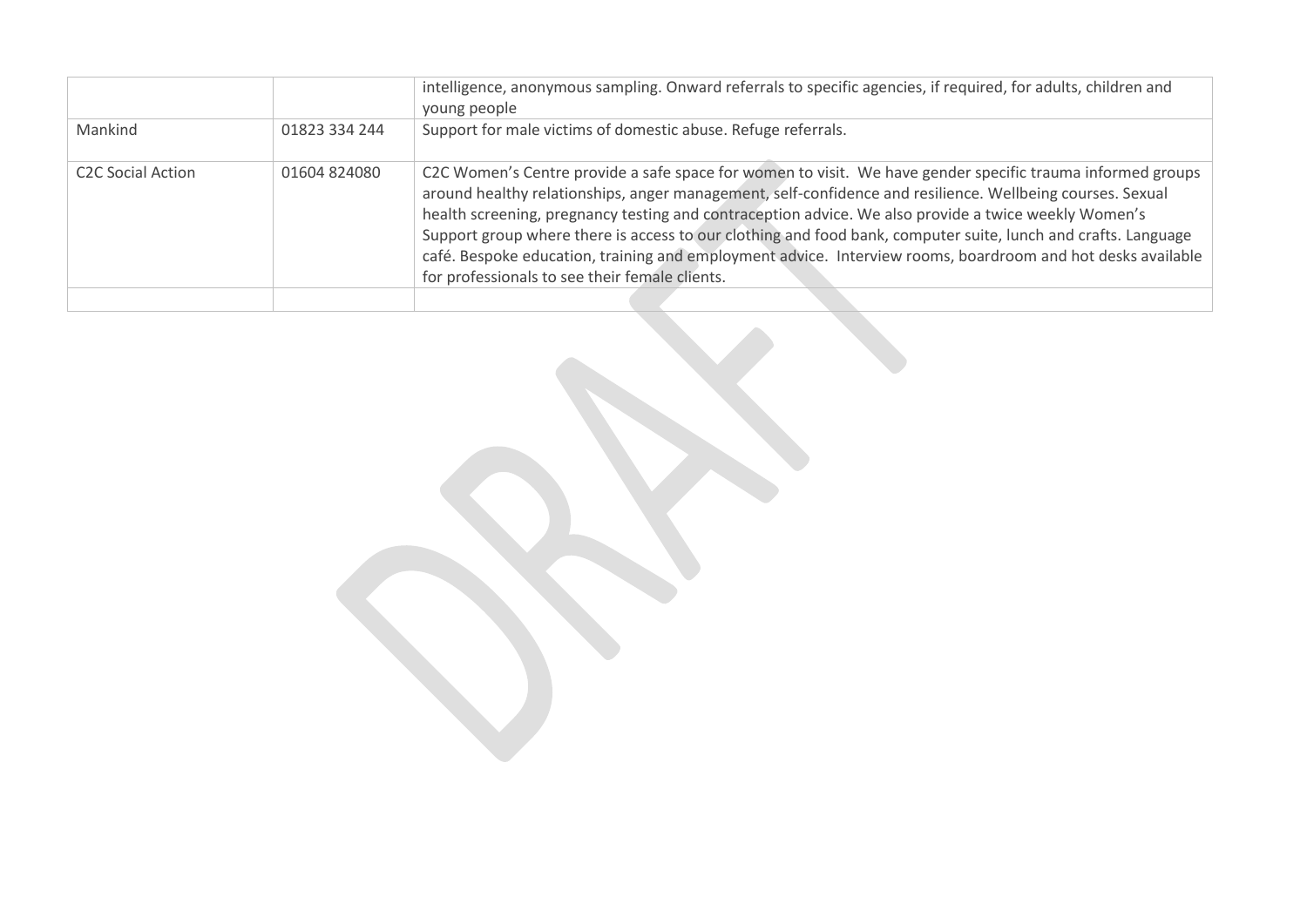|  |  |  |
|---|---|---|
|  |  | intelligence, anonymous sampling. Onward referrals to specific agencies, if required, for adults, children and young people |
| Mankind | 01823 334 244 | Support for male victims of domestic abuse. Refuge referrals. |
| C2C Social Action | 01604 824080 | C2C Women's Centre provide a safe space for women to visit. We have gender specific trauma informed groups around healthy relationships, anger management, self-confidence and resilience. Wellbeing courses. Sexual health screening, pregnancy testing and contraception advice. We also provide a twice weekly Women's Support group where there is access to our clothing and food bank, computer suite, lunch and crafts. Language café. Bespoke education, training and employment advice. Interview rooms, boardroom and hot desks available for professionals to see their female clients. |
|  |  |  |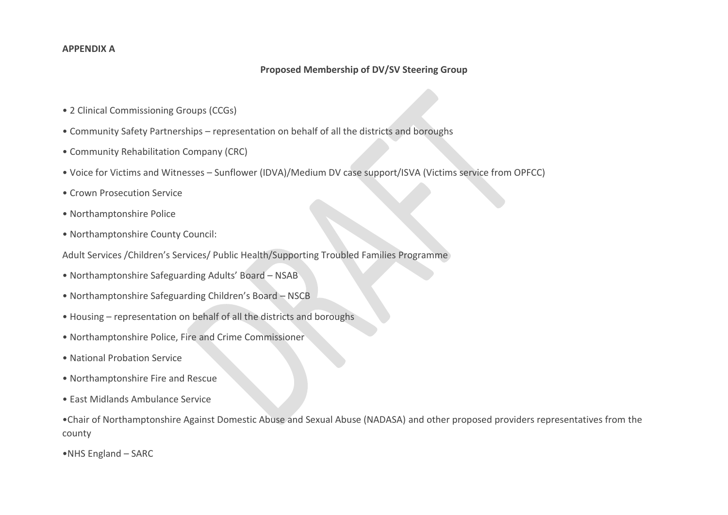**APPENDIX A**

**Proposed Membership of DV/SV Steering Group**

- 2 Clinical Commissioning Groups (CCGs)
- Community Safety Partnerships – representation on behalf of all the districts and boroughs
- Community Rehabilitation Company (CRC)
- Voice for Victims and Witnesses – Sunflower (IDVA)/Medium DV case support/ISVA (Victims service from OPFCC)
- Crown Prosecution Service
- Northamptonshire Police
- Northamptonshire County Council:

Adult Services /Children's Services/ Public Health/Supporting Troubled Families Programme

- Northamptonshire Safeguarding Adults' Board – NSAB
- Northamptonshire Safeguarding Children's Board – NSCB
- Housing – representation on behalf of all the districts and boroughs
- Northamptonshire Police, Fire and Crime Commissioner
- National Probation Service
- Northamptonshire Fire and Rescue
- East Midlands Ambulance Service
- Chair of Northamptonshire Against Domestic Abuse and Sexual Abuse (NADASA) and other proposed providers representatives from the county
- NHS England – SARC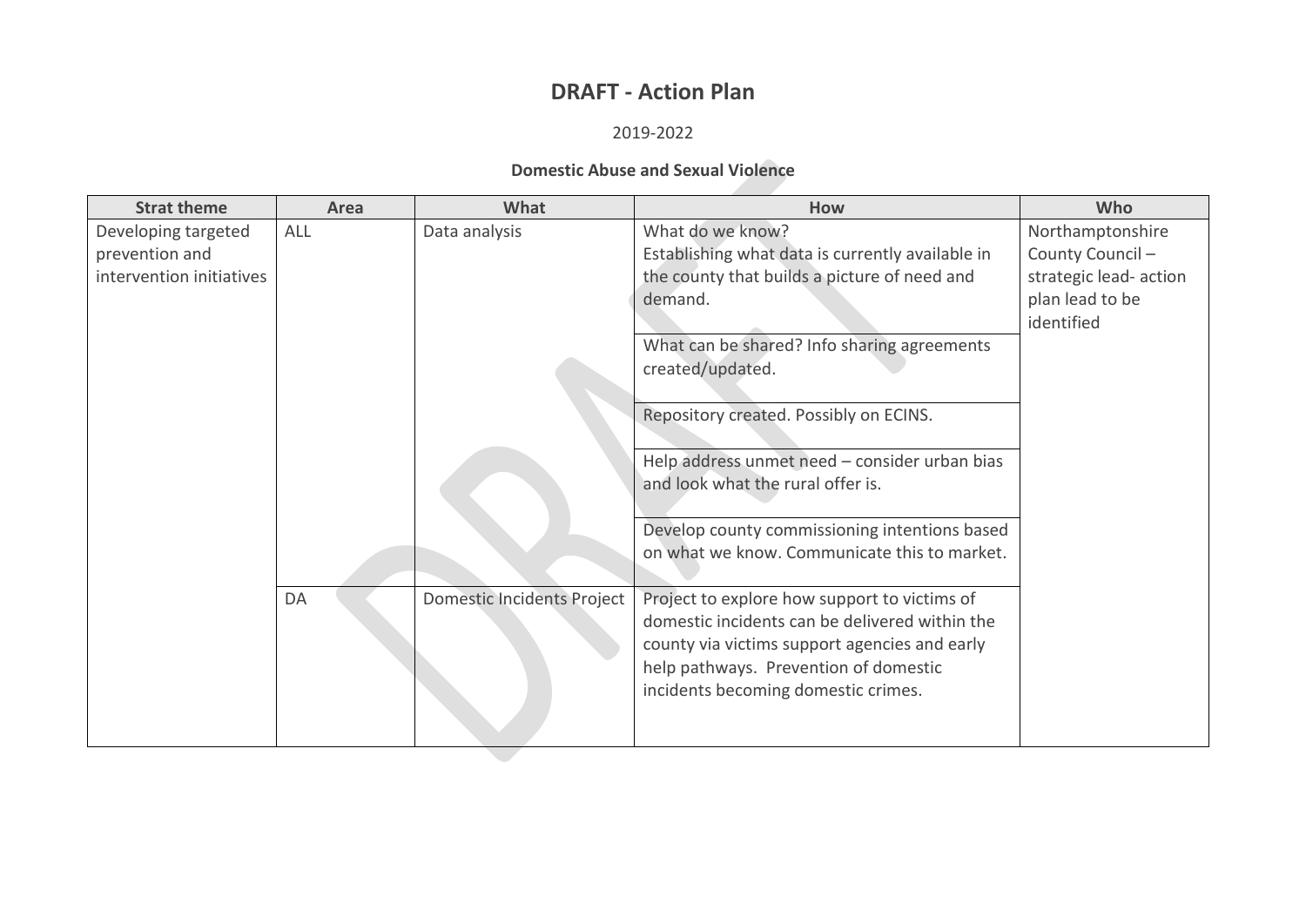# DRAFT - Action Plan

2019-2022

**Domestic Abuse and Sexual Violence**

| Strat theme | Area | What | How | Who |
|---|---|---|---|---|
| Developing targeted prevention and intervention initiatives | ALL | Data analysis | What do we know? Establishing what data is currently available in the county that builds a picture of need and demand. | Northamptonshire County Council – strategic lead- action plan lead to be identified |
| | | | What can be shared? Info sharing agreements created/updated. | |
| | | | Repository created. Possibly on ECINS. | |
| | | | Help address unmet need – consider urban bias and look what the rural offer is. | |
| | | | Develop county commissioning intentions based on what we know. Communicate this to market. | |
| | DA | Domestic Incidents Project | Project to explore how support to victims of domestic incidents can be delivered within the county via victims support agencies and early help pathways. Prevention of domestic incidents becoming domestic crimes. | |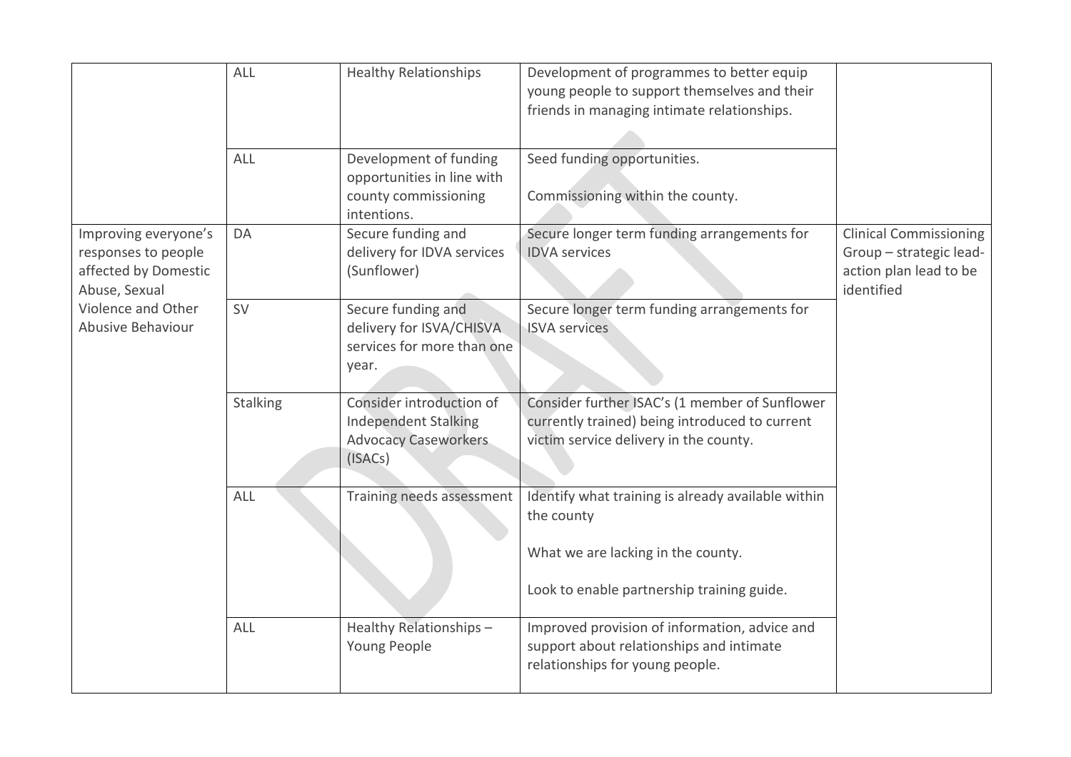| | | | | |
|---|---|---|---|---|
| | ALL | Healthy Relationships | Development of programmes to better equip young people to support themselves and their friends in managing intimate relationships. | |
| | ALL | Development of funding opportunities in line with county commissioning intentions. | Seed funding opportunities.<br><br>Commissioning within the county. | |
| Improving everyone's responses to people affected by Domestic Abuse, Sexual Violence and Other Abusive Behaviour | DA | Secure funding and delivery for IDVA services (Sunflower) | Secure longer term funding arrangements for IDVA services | Clinical Commissioning Group – strategic lead-action plan lead to be identified |
| | SV | Secure funding and delivery for ISVA/CHISVA services for more than one year. | Secure longer term funding arrangements for ISVA services | |
| | Stalking | Consider introduction of Independent Stalking Advocacy Caseworkers (ISACs) | Consider further ISAC's (1 member of Sunflower currently trained) being introduced to current victim service delivery in the county. | |
| | ALL | Training needs assessment | Identify what training is already available within the county<br><br>What we are lacking in the county.<br><br>Look to enable partnership training guide. | |
| | ALL | Healthy Relationships – Young People | Improved provision of information, advice and support about relationships and intimate relationships for young people. | |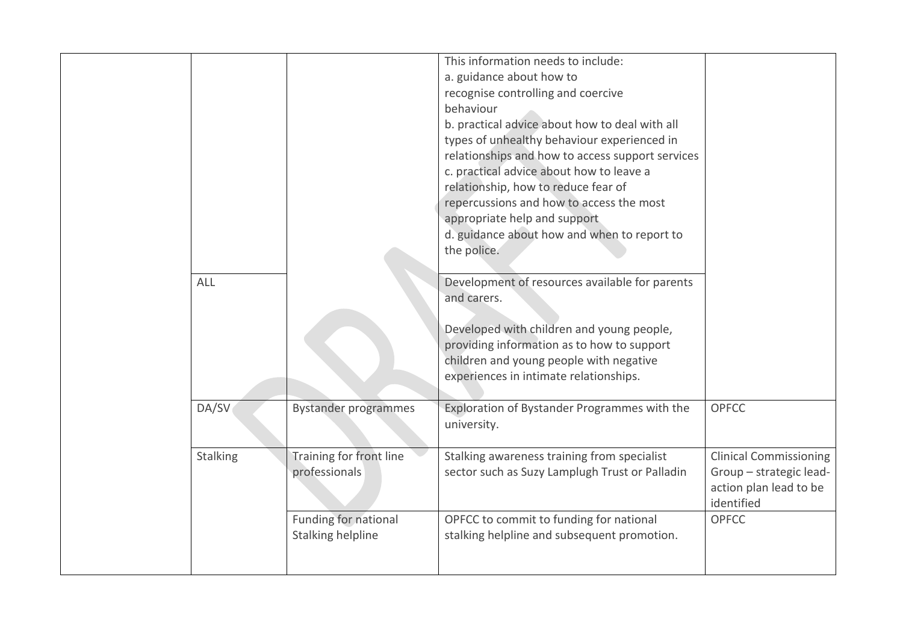| | | | | |
|---|---|---|---|---|
| | | | This information needs to include:<br>a. guidance about how to recognise controlling and coercive behaviour<br>b. practical advice about how to deal with all types of unhealthy behaviour experienced in relationships and how to access support services<br>c. practical advice about how to leave a relationship, how to reduce fear of repercussions and how to access the most appropriate help and support<br>d. guidance about how and when to report to the police. | |
| | ALL | | Development of resources available for parents and carers.<br><br>Developed with children and young people, providing information as to how to support children and young people with negative experiences in intimate relationships. | |
| | DA/SV | Bystander programmes | Exploration of Bystander Programmes with the university. | OPFCC |
| | Stalking | Training for front line professionals | Stalking awareness training from specialist sector such as Suzy Lamplugh Trust or Palladin | Clinical Commissioning Group – strategic lead-action plan lead to be identified |
| | | Funding for national Stalking helpline | OPFCC to commit to funding for national stalking helpline and subsequent promotion. | OPFCC |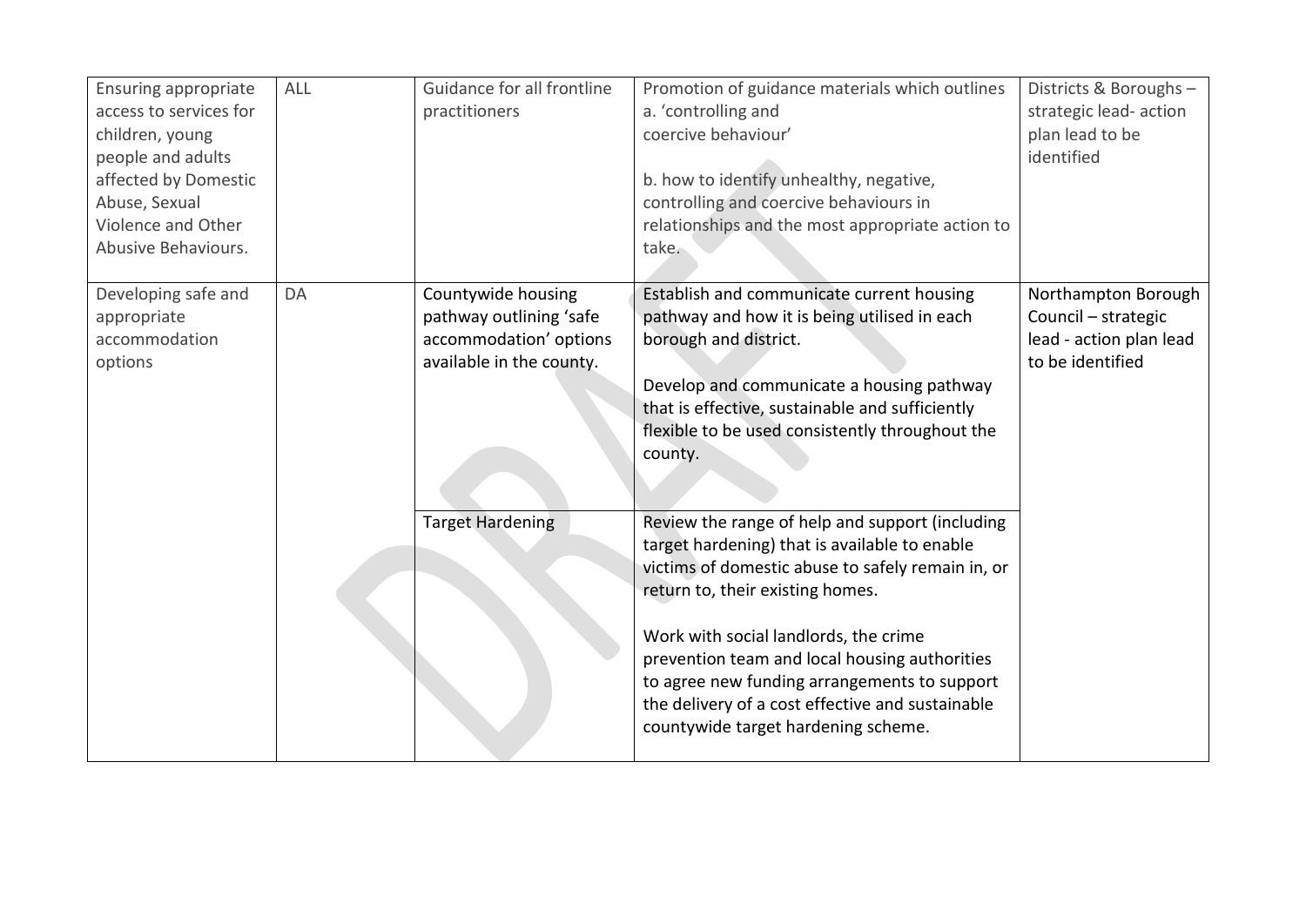| | | | | |
|---|---|---|---|---|
| Ensuring appropriate access to services for children, young people and adults affected by Domestic Abuse, Sexual Violence and Other Abusive Behaviours. | ALL | Guidance for all frontline practitioners | Promotion of guidance materials which outlines a. 'controlling and coercive behaviour'<br><br>b. how to identify unhealthy, negative, controlling and coercive behaviours in relationships and the most appropriate action to take. | Districts & Boroughs – strategic lead- action plan lead to be identified |
| Developing safe and appropriate accommodation options | DA | Countywide housing pathway outlining 'safe accommodation' options available in the county. | Establish and communicate current housing pathway and how it is being utilised in each borough and district.<br><br>Develop and communicate a housing pathway that is effective, sustainable and sufficiently flexible to be used consistently throughout the county. | Northampton Borough Council – strategic lead - action plan lead to be identified |
| | | Target Hardening | Review the range of help and support (including target hardening) that is available to enable victims of domestic abuse to safely remain in, or return to, their existing homes.<br><br>Work with social landlords, the crime prevention team and local housing authorities to agree new funding arrangements to support the delivery of a cost effective and sustainable countywide target hardening scheme. | |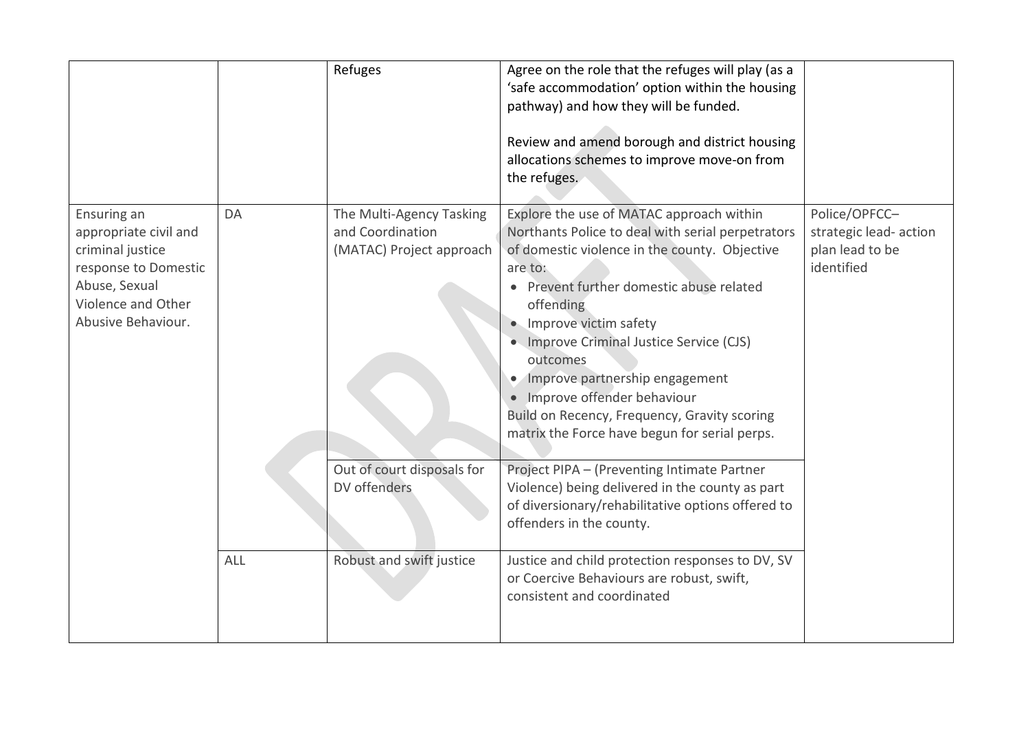| | | | | |
|---|---|---|---|---|
| | | Refuges | Agree on the role that the refuges will play (as a 'safe accommodation' option within the housing pathway) and how they will be funded.<br><br>Review and amend borough and district housing allocations schemes to improve move-on from the refuges. | |
| Ensuring an appropriate civil and criminal justice response to Domestic Abuse, Sexual Violence and Other Abusive Behaviour. | DA | The Multi-Agency Tasking and Coordination (MATAC) Project approach | Explore the use of MATAC approach within Northants Police to deal with serial perpetrators of domestic violence in the county. Objective are to:<br>• Prevent further domestic abuse related offending<br>• Improve victim safety<br>• Improve Criminal Justice Service (CJS) outcomes<br>• Improve partnership engagement<br>• Improve offender behaviour<br>Build on Recency, Frequency, Gravity scoring matrix the Force have begun for serial perps. | Police/OPFCC– strategic lead- action plan lead to be identified |
| | | Out of court disposals for DV offenders | Project PIPA – (Preventing Intimate Partner Violence) being delivered in the county as part of diversionary/rehabilitative options offered to offenders in the county. | |
| | ALL | Robust and swift justice | Justice and child protection responses to DV, SV or Coercive Behaviours are robust, swift, consistent and coordinated | |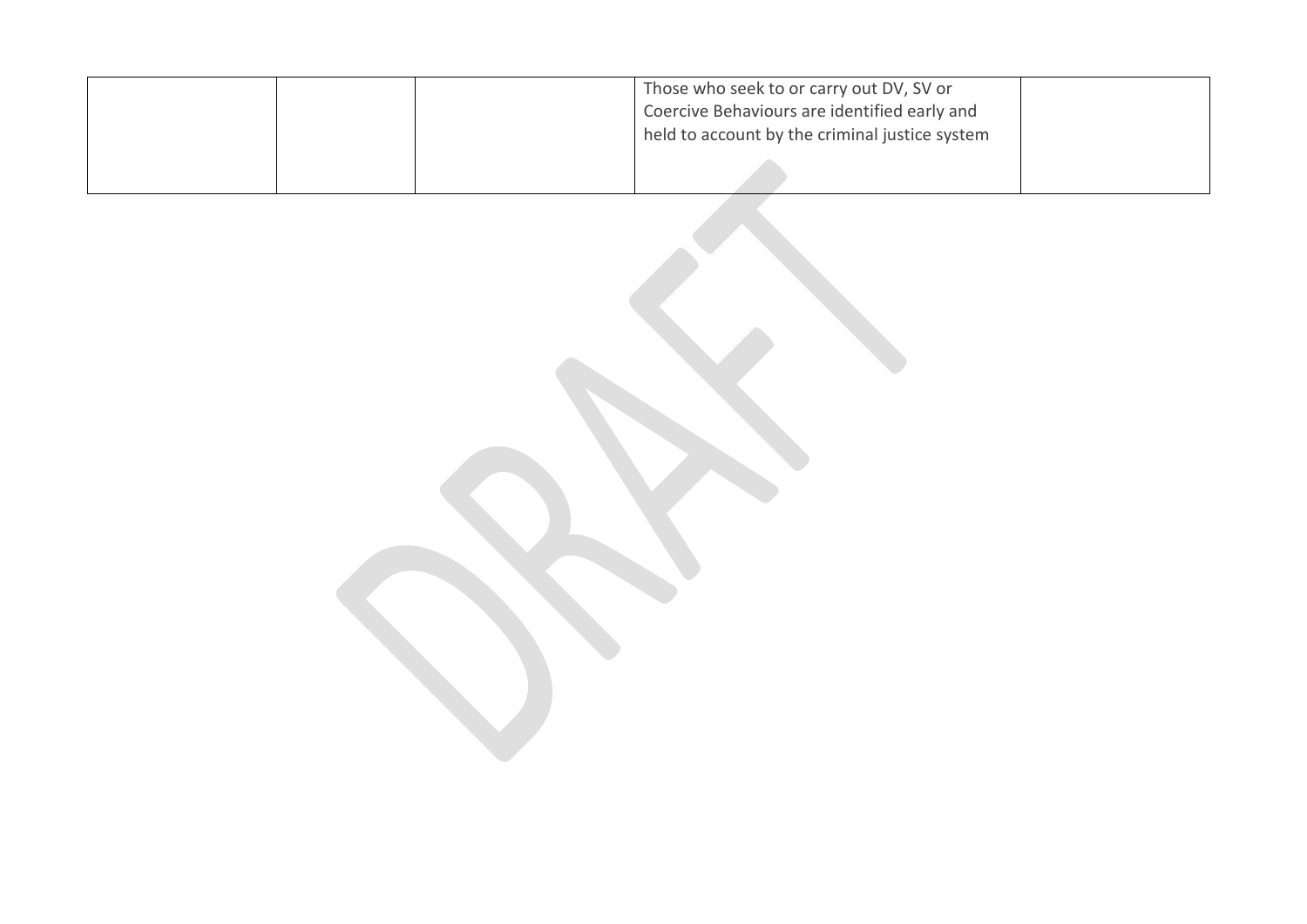| | | | | |
|---|---|---|---|---|
| | | | Those who seek to or carry out DV, SV or Coercive Behaviours are identified early and held to account by the criminal justice system | |